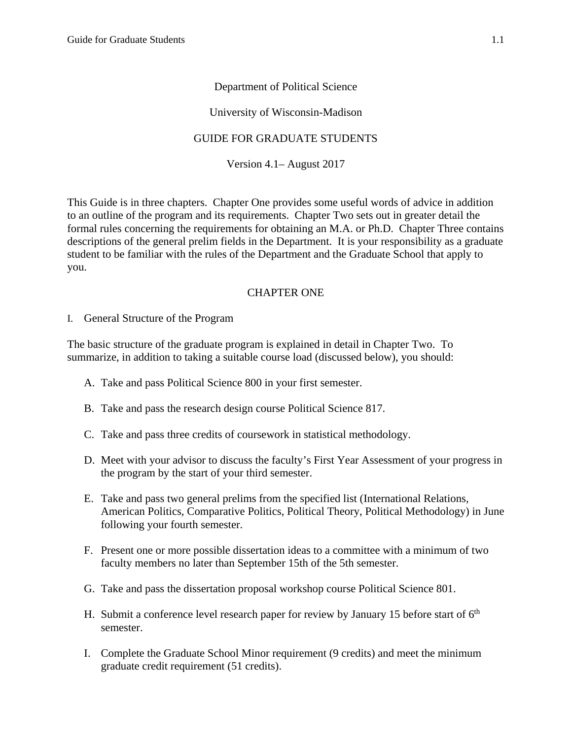Department of Political Science

University of Wisconsin-Madison

# GUIDE FOR GRADUATE STUDENTS

Version 4.1– August 2017

This Guide is in three chapters. Chapter One provides some useful words of advice in addition to an outline of the program and its requirements. Chapter Two sets out in greater detail the formal rules concerning the requirements for obtaining an M.A. or Ph.D. Chapter Three contains descriptions of the general prelim fields in the Department. It is your responsibility as a graduate student to be familiar with the rules of the Department and the Graduate School that apply to you.

## CHAPTER ONE

### I. General Structure of the Program

The basic structure of the graduate program is explained in detail in Chapter Two. To summarize, in addition to taking a suitable course load (discussed below), you should:

A. Take and pass Political Science 800 in your first semester.

B. Take and pass the research design course Political Science 817.

C. Take and pass three credits of coursework in statistical methodology.

D. Meet with your advisor to discuss the faculty's First Year Assessment of your progress in the program by the start of your third semester.

E. Take and pass two general prelims from the specified list (International Relations, American Politics, Comparative Politics, Political Theory, Political Methodology) in June following your fourth semester.

F. Present one or more possible dissertation ideas to a committee with a minimum of two faculty members no later than September 15th of the 5th semester.

G. Take and pass the dissertation proposal workshop course Political Science 801.

H. Submit a conference level research paper for review by January 15 before start of 6th semester.

I. Complete the Graduate School Minor requirement (9 credits) and meet the minimum graduate credit requirement (51 credits).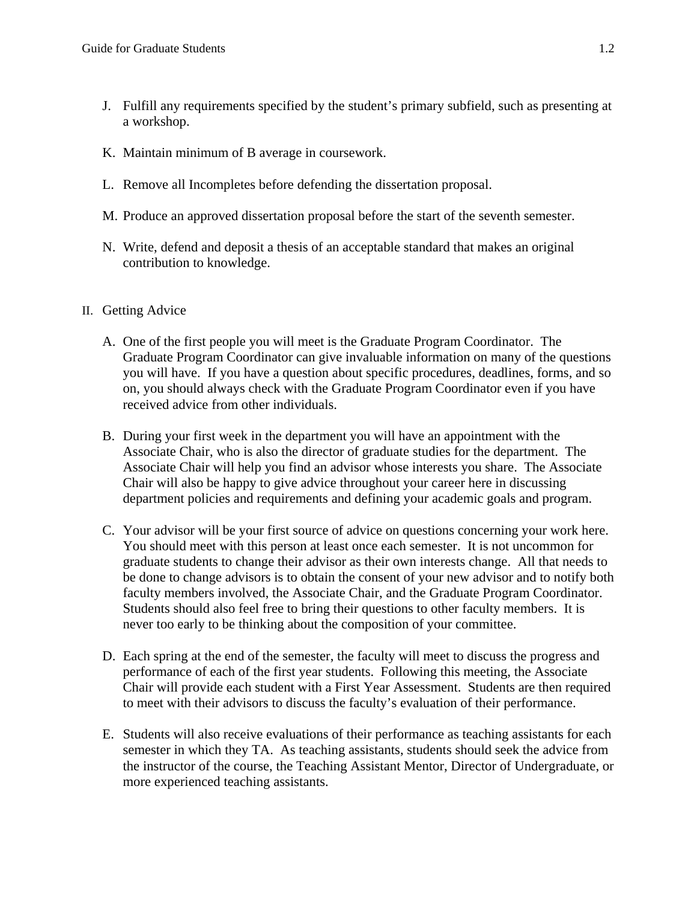J. Fulfill any requirements specified by the student's primary subfield, such as presenting at a workshop.

K. Maintain minimum of B average in coursework.

L. Remove all Incompletes before defending the dissertation proposal.

M. Produce an approved dissertation proposal before the start of the seventh semester.

N. Write, defend and deposit a thesis of an acceptable standard that makes an original contribution to knowledge.

## II. Getting Advice

A. One of the first people you will meet is the Graduate Program Coordinator. The Graduate Program Coordinator can give invaluable information on many of the questions you will have. If you have a question about specific procedures, deadlines, forms, and so on, you should always check with the Graduate Program Coordinator even if you have received advice from other individuals.

B. During your first week in the department you will have an appointment with the Associate Chair, who is also the director of graduate studies for the department. The Associate Chair will help you find an advisor whose interests you share. The Associate Chair will also be happy to give advice throughout your career here in discussing department policies and requirements and defining your academic goals and program.

C. Your advisor will be your first source of advice on questions concerning your work here. You should meet with this person at least once each semester. It is not uncommon for graduate students to change their advisor as their own interests change. All that needs to be done to change advisors is to obtain the consent of your new advisor and to notify both faculty members involved, the Associate Chair, and the Graduate Program Coordinator. Students should also feel free to bring their questions to other faculty members. It is never too early to be thinking about the composition of your committee.

D. Each spring at the end of the semester, the faculty will meet to discuss the progress and performance of each of the first year students. Following this meeting, the Associate Chair will provide each student with a First Year Assessment. Students are then required to meet with their advisors to discuss the faculty's evaluation of their performance.

E. Students will also receive evaluations of their performance as teaching assistants for each semester in which they TA. As teaching assistants, students should seek the advice from the instructor of the course, the Teaching Assistant Mentor, Director of Undergraduate, or more experienced teaching assistants.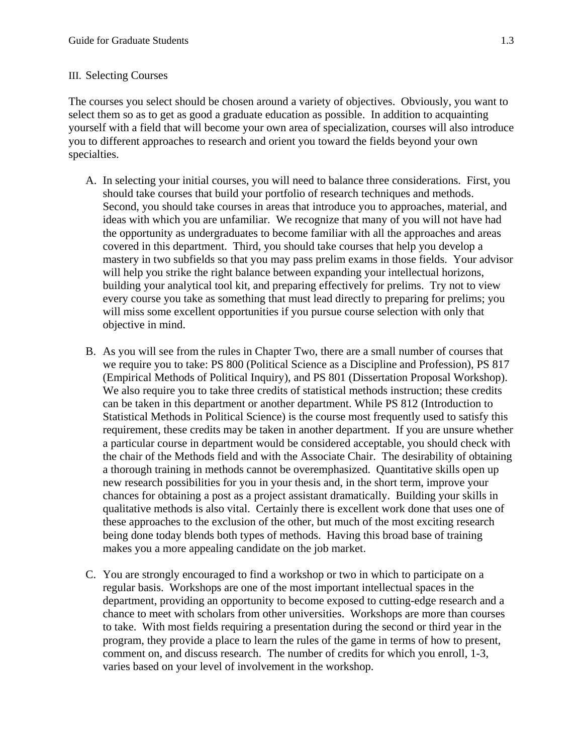## III. Selecting Courses

The courses you select should be chosen around a variety of objectives. Obviously, you want to select them so as to get as good a graduate education as possible. In addition to acquainting yourself with a field that will become your own area of specialization, courses will also introduce you to different approaches to research and orient you toward the fields beyond your own specialties.

A. In selecting your initial courses, you will need to balance three considerations. First, you should take courses that build your portfolio of research techniques and methods. Second, you should take courses in areas that introduce you to approaches, material, and ideas with which you are unfamiliar. We recognize that many of you will not have had the opportunity as undergraduates to become familiar with all the approaches and areas covered in this department. Third, you should take courses that help you develop a mastery in two subfields so that you may pass prelim exams in those fields. Your advisor will help you strike the right balance between expanding your intellectual horizons, building your analytical tool kit, and preparing effectively for prelims. Try not to view every course you take as something that must lead directly to preparing for prelims; you will miss some excellent opportunities if you pursue course selection with only that objective in mind.

B. As you will see from the rules in Chapter Two, there are a small number of courses that we require you to take: PS 800 (Political Science as a Discipline and Profession), PS 817 (Empirical Methods of Political Inquiry), and PS 801 (Dissertation Proposal Workshop). We also require you to take three credits of statistical methods instruction; these credits can be taken in this department or another department. While PS 812 (Introduction to Statistical Methods in Political Science) is the course most frequently used to satisfy this requirement, these credits may be taken in another department. If you are unsure whether a particular course in department would be considered acceptable, you should check with the chair of the Methods field and with the Associate Chair. The desirability of obtaining a thorough training in methods cannot be overemphasized. Quantitative skills open up new research possibilities for you in your thesis and, in the short term, improve your chances for obtaining a post as a project assistant dramatically. Building your skills in qualitative methods is also vital. Certainly there is excellent work done that uses one of these approaches to the exclusion of the other, but much of the most exciting research being done today blends both types of methods. Having this broad base of training makes you a more appealing candidate on the job market.

C. You are strongly encouraged to find a workshop or two in which to participate on a regular basis. Workshops are one of the most important intellectual spaces in the department, providing an opportunity to become exposed to cutting-edge research and a chance to meet with scholars from other universities. Workshops are more than courses to take. With most fields requiring a presentation during the second or third year in the program, they provide a place to learn the rules of the game in terms of how to present, comment on, and discuss research. The number of credits for which you enroll, 1-3, varies based on your level of involvement in the workshop.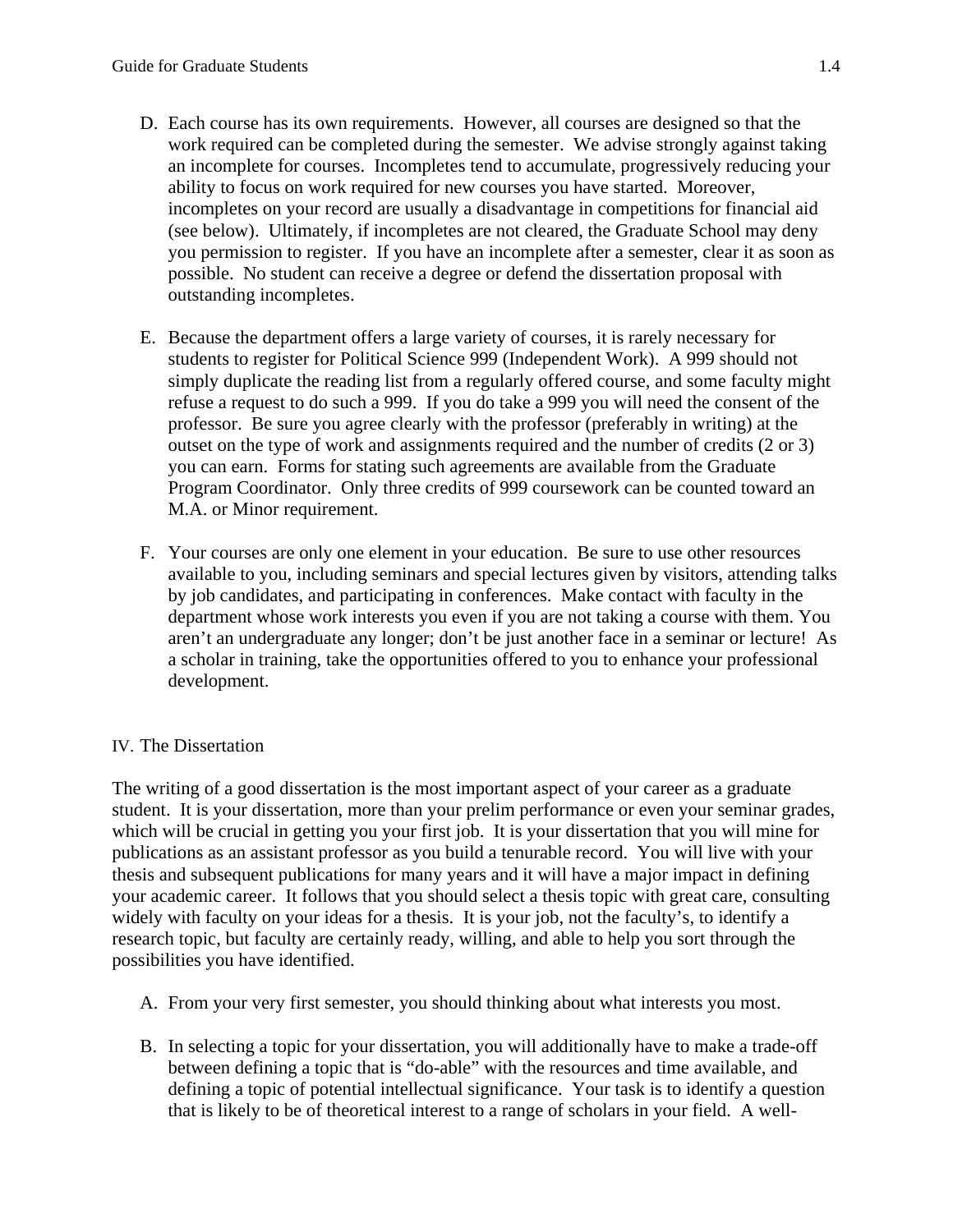D. Each course has its own requirements. However, all courses are designed so that the work required can be completed during the semester. We advise strongly against taking an incomplete for courses. Incompletes tend to accumulate, progressively reducing your ability to focus on work required for new courses you have started. Moreover, incompletes on your record are usually a disadvantage in competitions for financial aid (see below). Ultimately, if incompletes are not cleared, the Graduate School may deny you permission to register. If you have an incomplete after a semester, clear it as soon as possible. No student can receive a degree or defend the dissertation proposal with outstanding incompletes.

E. Because the department offers a large variety of courses, it is rarely necessary for students to register for Political Science 999 (Independent Work). A 999 should not simply duplicate the reading list from a regularly offered course, and some faculty might refuse a request to do such a 999. If you do take a 999 you will need the consent of the professor. Be sure you agree clearly with the professor (preferably in writing) at the outset on the type of work and assignments required and the number of credits (2 or 3) you can earn. Forms for stating such agreements are available from the Graduate Program Coordinator. Only three credits of 999 coursework can be counted toward an M.A. or Minor requirement.

F. Your courses are only one element in your education. Be sure to use other resources available to you, including seminars and special lectures given by visitors, attending talks by job candidates, and participating in conferences. Make contact with faculty in the department whose work interests you even if you are not taking a course with them. You aren't an undergraduate any longer; don't be just another face in a seminar or lecture! As a scholar in training, take the opportunities offered to you to enhance your professional development.

## IV. The Dissertation

The writing of a good dissertation is the most important aspect of your career as a graduate student. It is your dissertation, more than your prelim performance or even your seminar grades, which will be crucial in getting you your first job. It is your dissertation that you will mine for publications as an assistant professor as you build a tenurable record. You will live with your thesis and subsequent publications for many years and it will have a major impact in defining your academic career. It follows that you should select a thesis topic with great care, consulting widely with faculty on your ideas for a thesis. It is your job, not the faculty's, to identify a research topic, but faculty are certainly ready, willing, and able to help you sort through the possibilities you have identified.

A. From your very first semester, you should thinking about what interests you most.

B. In selecting a topic for your dissertation, you will additionally have to make a trade-off between defining a topic that is "do-able" with the resources and time available, and defining a topic of potential intellectual significance. Your task is to identify a question that is likely to be of theoretical interest to a range of scholars in your field. A well-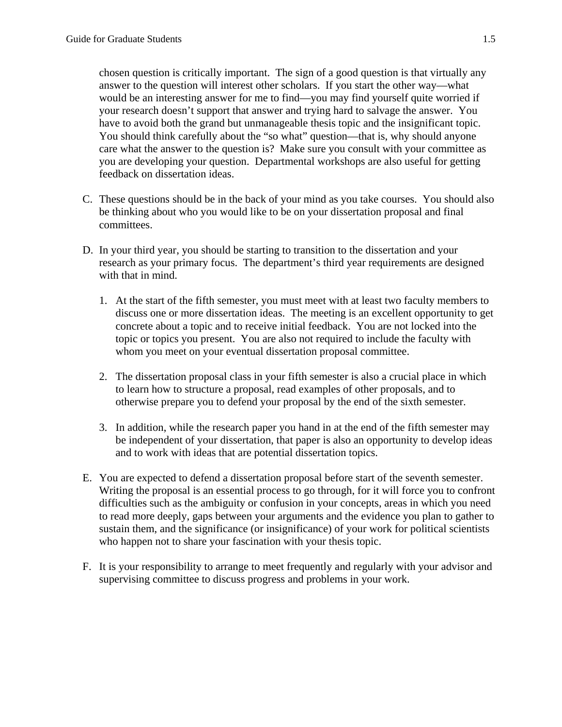chosen question is critically important. The sign of a good question is that virtually any answer to the question will interest other scholars. If you start the other way—what would be an interesting answer for me to find—you may find yourself quite worried if your research doesn't support that answer and trying hard to salvage the answer. You have to avoid both the grand but unmanageable thesis topic and the insignificant topic. You should think carefully about the "so what" question—that is, why should anyone care what the answer to the question is? Make sure you consult with your committee as you are developing your question. Departmental workshops are also useful for getting feedback on dissertation ideas.

C. These questions should be in the back of your mind as you take courses. You should also be thinking about who you would like to be on your dissertation proposal and final committees.

D. In your third year, you should be starting to transition to the dissertation and your research as your primary focus. The department's third year requirements are designed with that in mind.

   1. At the start of the fifth semester, you must meet with at least two faculty members to discuss one or more dissertation ideas. The meeting is an excellent opportunity to get concrete about a topic and to receive initial feedback. You are not locked into the topic or topics you present. You are also not required to include the faculty with whom you meet on your eventual dissertation proposal committee.

   2. The dissertation proposal class in your fifth semester is also a crucial place in which to learn how to structure a proposal, read examples of other proposals, and to otherwise prepare you to defend your proposal by the end of the sixth semester.

   3. In addition, while the research paper you hand in at the end of the fifth semester may be independent of your dissertation, that paper is also an opportunity to develop ideas and to work with ideas that are potential dissertation topics.

E. You are expected to defend a dissertation proposal before start of the seventh semester. Writing the proposal is an essential process to go through, for it will force you to confront difficulties such as the ambiguity or confusion in your concepts, areas in which you need to read more deeply, gaps between your arguments and the evidence you plan to gather to sustain them, and the significance (or insignificance) of your work for political scientists who happen not to share your fascination with your thesis topic.

F. It is your responsibility to arrange to meet frequently and regularly with your advisor and supervising committee to discuss progress and problems in your work.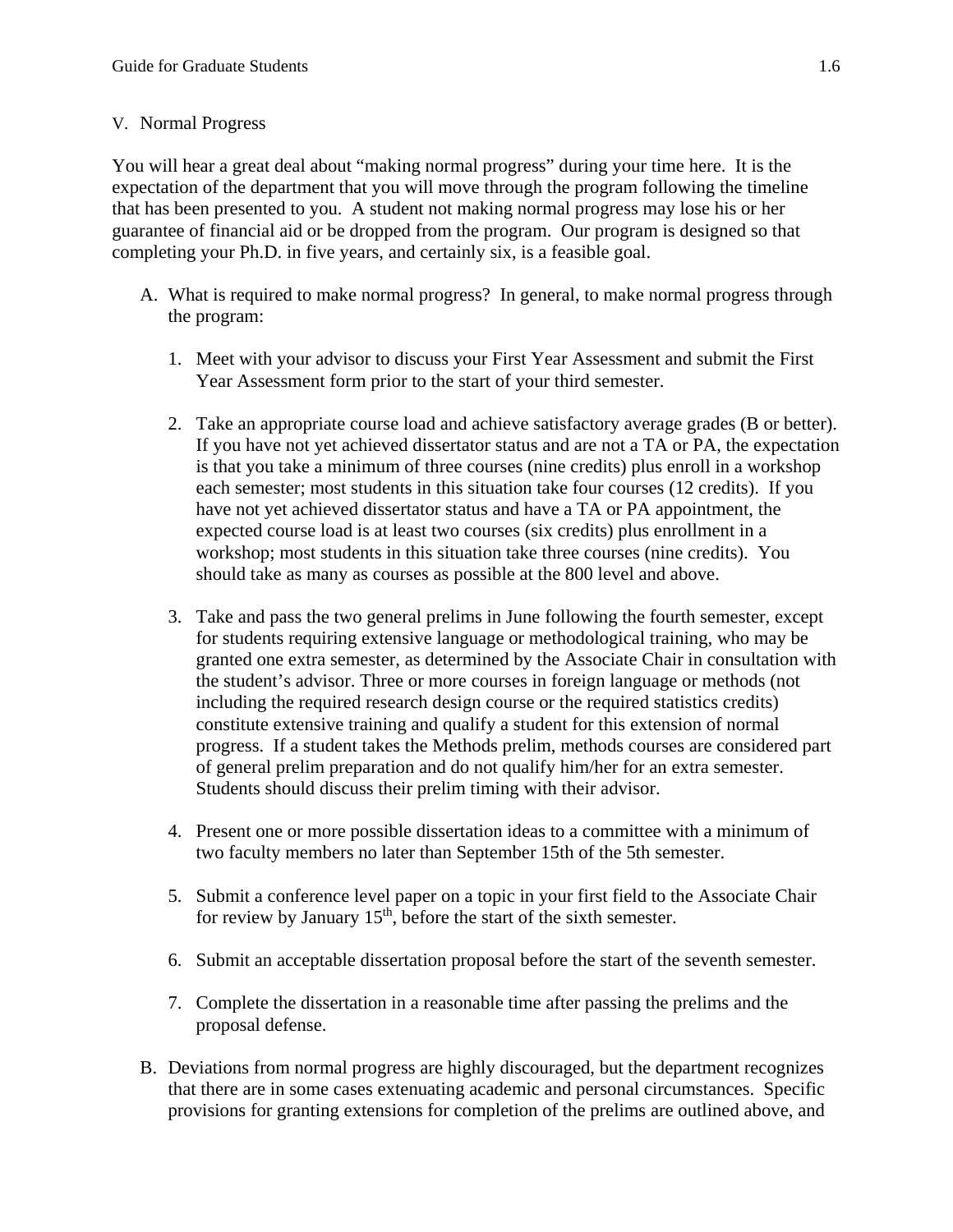## V. Normal Progress

You will hear a great deal about "making normal progress" during your time here. It is the expectation of the department that you will move through the program following the timeline that has been presented to you. A student not making normal progress may lose his or her guarantee of financial aid or be dropped from the program. Our program is designed so that completing your Ph.D. in five years, and certainly six, is a feasible goal.

A. What is required to make normal progress? In general, to make normal progress through the program:

   1. Meet with your advisor to discuss your First Year Assessment and submit the First Year Assessment form prior to the start of your third semester.

   2. Take an appropriate course load and achieve satisfactory average grades (B or better). If you have not yet achieved dissertator status and are not a TA or PA, the expectation is that you take a minimum of three courses (nine credits) plus enroll in a workshop each semester; most students in this situation take four courses (12 credits). If you have not yet achieved dissertator status and have a TA or PA appointment, the expected course load is at least two courses (six credits) plus enrollment in a workshop; most students in this situation take three courses (nine credits). You should take as many as courses as possible at the 800 level and above.

   3. Take and pass the two general prelims in June following the fourth semester, except for students requiring extensive language or methodological training, who may be granted one extra semester, as determined by the Associate Chair in consultation with the student's advisor. Three or more courses in foreign language or methods (not including the required research design course or the required statistics credits) constitute extensive training and qualify a student for this extension of normal progress. If a student takes the Methods prelim, methods courses are considered part of general prelim preparation and do not qualify him/her for an extra semester. Students should discuss their prelim timing with their advisor.

   4. Present one or more possible dissertation ideas to a committee with a minimum of two faculty members no later than September 15th of the 5th semester.

   5. Submit a conference level paper on a topic in your first field to the Associate Chair for review by January 15th, before the start of the sixth semester.

   6. Submit an acceptable dissertation proposal before the start of the seventh semester.

   7. Complete the dissertation in a reasonable time after passing the prelims and the proposal defense.

B. Deviations from normal progress are highly discouraged, but the department recognizes that there are in some cases extenuating academic and personal circumstances. Specific provisions for granting extensions for completion of the prelims are outlined above, and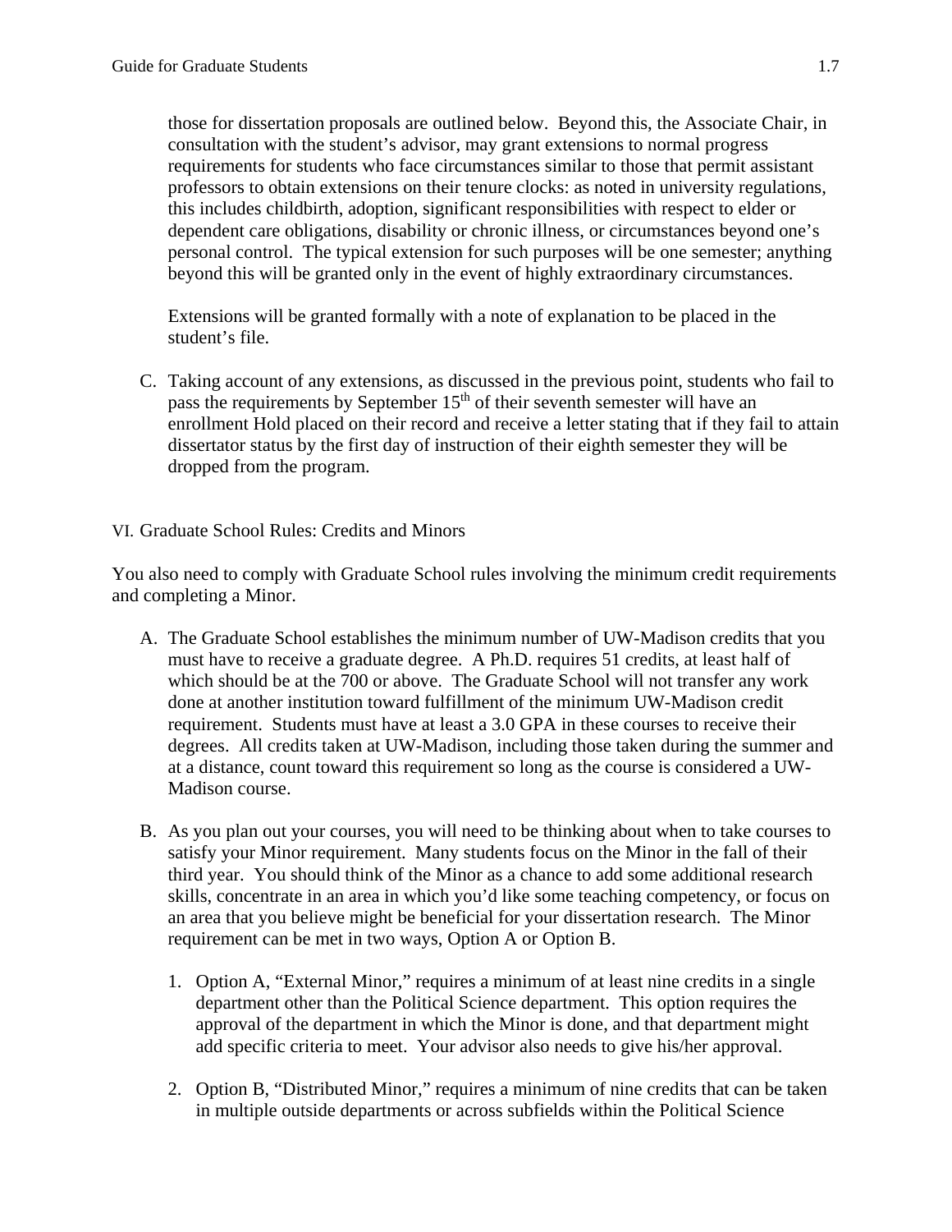those for dissertation proposals are outlined below. Beyond this, the Associate Chair, in consultation with the student's advisor, may grant extensions to normal progress requirements for students who face circumstances similar to those that permit assistant professors to obtain extensions on their tenure clocks: as noted in university regulations, this includes childbirth, adoption, significant responsibilities with respect to elder or dependent care obligations, disability or chronic illness, or circumstances beyond one's personal control. The typical extension for such purposes will be one semester; anything beyond this will be granted only in the event of highly extraordinary circumstances.

Extensions will be granted formally with a note of explanation to be placed in the student's file.

C. Taking account of any extensions, as discussed in the previous point, students who fail to pass the requirements by September 15th of their seventh semester will have an enrollment Hold placed on their record and receive a letter stating that if they fail to attain dissertator status by the first day of instruction of their eighth semester they will be dropped from the program.

## VI. Graduate School Rules: Credits and Minors

You also need to comply with Graduate School rules involving the minimum credit requirements and completing a Minor.

A. The Graduate School establishes the minimum number of UW-Madison credits that you must have to receive a graduate degree. A Ph.D. requires 51 credits, at least half of which should be at the 700 or above. The Graduate School will not transfer any work done at another institution toward fulfillment of the minimum UW-Madison credit requirement. Students must have at least a 3.0 GPA in these courses to receive their degrees. All credits taken at UW-Madison, including those taken during the summer and at a distance, count toward this requirement so long as the course is considered a UW-Madison course.

B. As you plan out your courses, you will need to be thinking about when to take courses to satisfy your Minor requirement. Many students focus on the Minor in the fall of their third year. You should think of the Minor as a chance to add some additional research skills, concentrate in an area in which you'd like some teaching competency, or focus on an area that you believe might be beneficial for your dissertation research. The Minor requirement can be met in two ways, Option A or Option B.

   1. Option A, "External Minor," requires a minimum of at least nine credits in a single department other than the Political Science department. This option requires the approval of the department in which the Minor is done, and that department might add specific criteria to meet. Your advisor also needs to give his/her approval.

   2. Option B, "Distributed Minor," requires a minimum of nine credits that can be taken in multiple outside departments or across subfields within the Political Science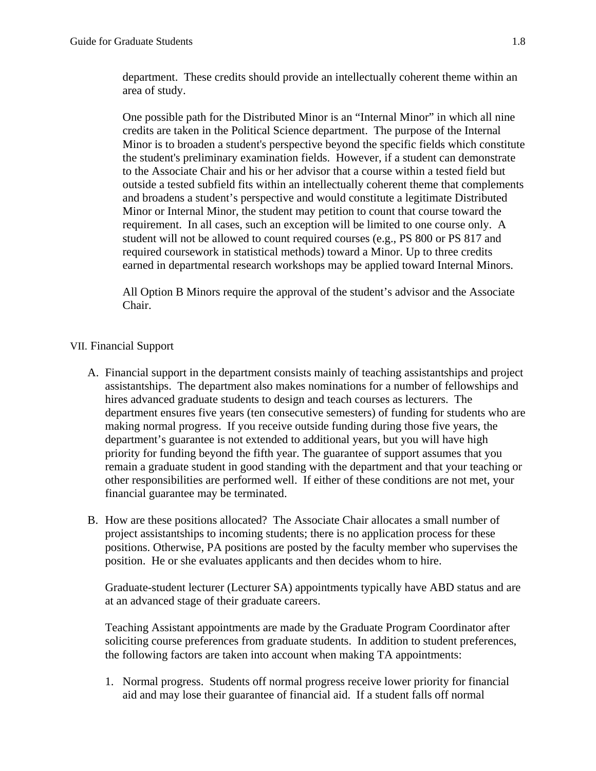department. These credits should provide an intellectually coherent theme within an area of study.

One possible path for the Distributed Minor is an "Internal Minor" in which all nine credits are taken in the Political Science department. The purpose of the Internal Minor is to broaden a student's perspective beyond the specific fields which constitute the student's preliminary examination fields. However, if a student can demonstrate to the Associate Chair and his or her advisor that a course within a tested field but outside a tested subfield fits within an intellectually coherent theme that complements and broadens a student's perspective and would constitute a legitimate Distributed Minor or Internal Minor, the student may petition to count that course toward the requirement. In all cases, such an exception will be limited to one course only. A student will not be allowed to count required courses (e.g., PS 800 or PS 817 and required coursework in statistical methods) toward a Minor. Up to three credits earned in departmental research workshops may be applied toward Internal Minors.

All Option B Minors require the approval of the student's advisor and the Associate Chair.

## VII. Financial Support

A. Financial support in the department consists mainly of teaching assistantships and project assistantships. The department also makes nominations for a number of fellowships and hires advanced graduate students to design and teach courses as lecturers. The department ensures five years (ten consecutive semesters) of funding for students who are making normal progress. If you receive outside funding during those five years, the department's guarantee is not extended to additional years, but you will have high priority for funding beyond the fifth year. The guarantee of support assumes that you remain a graduate student in good standing with the department and that your teaching or other responsibilities are performed well. If either of these conditions are not met, your financial guarantee may be terminated.

B. How are these positions allocated? The Associate Chair allocates a small number of project assistantships to incoming students; there is no application process for these positions. Otherwise, PA positions are posted by the faculty member who supervises the position. He or she evaluates applicants and then decides whom to hire.

   Graduate-student lecturer (Lecturer SA) appointments typically have ABD status and are at an advanced stage of their graduate careers.

   Teaching Assistant appointments are made by the Graduate Program Coordinator after soliciting course preferences from graduate students. In addition to student preferences, the following factors are taken into account when making TA appointments:

   1. Normal progress. Students off normal progress receive lower priority for financial aid and may lose their guarantee of financial aid. If a student falls off normal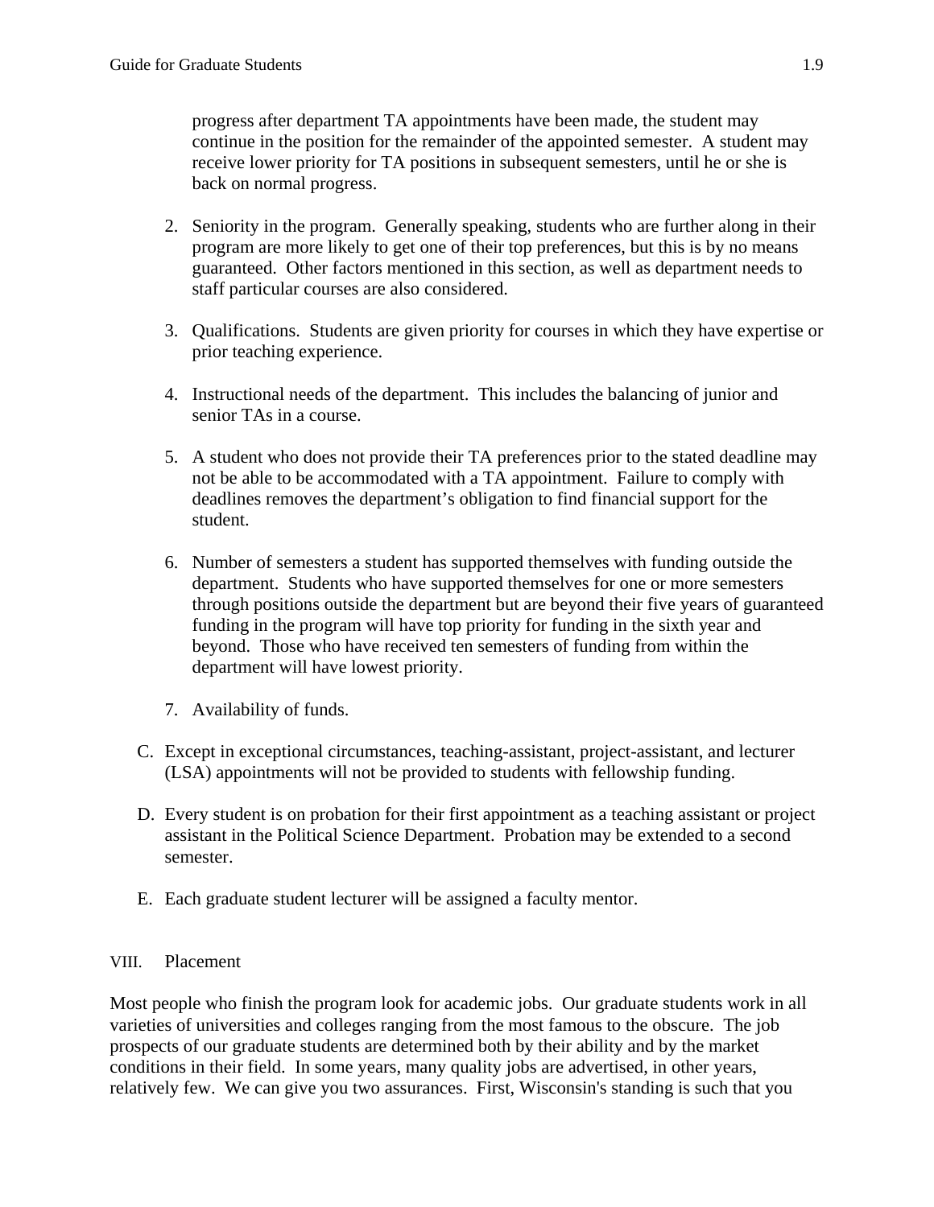progress after department TA appointments have been made, the student may continue in the position for the remainder of the appointed semester. A student may receive lower priority for TA positions in subsequent semesters, until he or she is back on normal progress.

2. Seniority in the program. Generally speaking, students who are further along in their program are more likely to get one of their top preferences, but this is by no means guaranteed. Other factors mentioned in this section, as well as department needs to staff particular courses are also considered.

3. Qualifications. Students are given priority for courses in which they have expertise or prior teaching experience.

4. Instructional needs of the department. This includes the balancing of junior and senior TAs in a course.

5. A student who does not provide their TA preferences prior to the stated deadline may not be able to be accommodated with a TA appointment. Failure to comply with deadlines removes the department's obligation to find financial support for the student.

6. Number of semesters a student has supported themselves with funding outside the department. Students who have supported themselves for one or more semesters through positions outside the department but are beyond their five years of guaranteed funding in the program will have top priority for funding in the sixth year and beyond. Those who have received ten semesters of funding from within the department will have lowest priority.

7. Availability of funds.

C. Except in exceptional circumstances, teaching-assistant, project-assistant, and lecturer (LSA) appointments will not be provided to students with fellowship funding.

D. Every student is on probation for their first appointment as a teaching assistant or project assistant in the Political Science Department. Probation may be extended to a second semester.

E. Each graduate student lecturer will be assigned a faculty mentor.

## VIII. Placement

Most people who finish the program look for academic jobs. Our graduate students work in all varieties of universities and colleges ranging from the most famous to the obscure. The job prospects of our graduate students are determined both by their ability and by the market conditions in their field. In some years, many quality jobs are advertised, in other years, relatively few. We can give you two assurances. First, Wisconsin's standing is such that you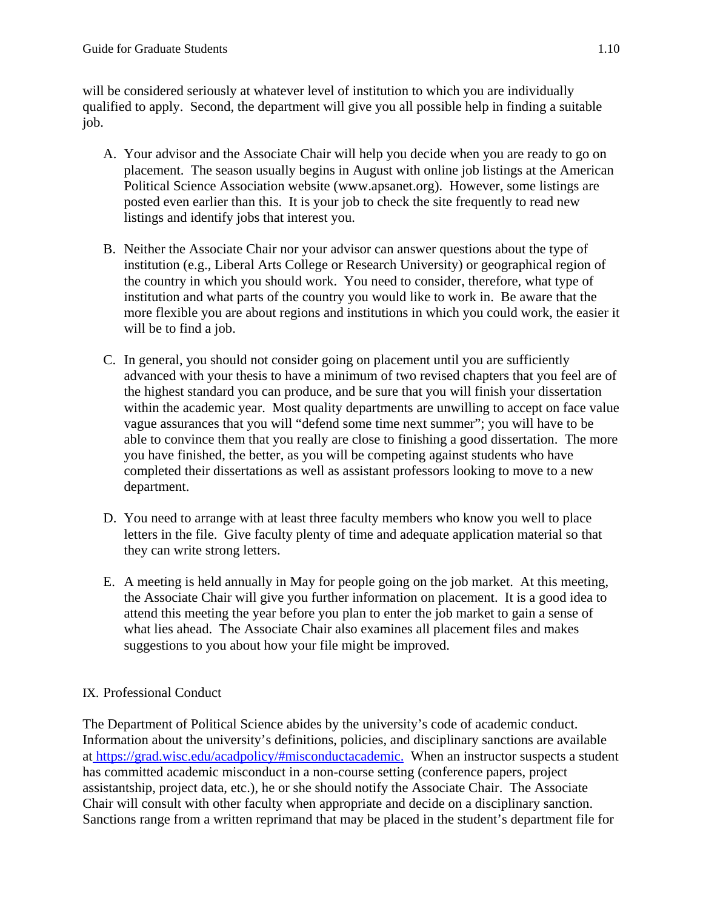will be considered seriously at whatever level of institution to which you are individually qualified to apply. Second, the department will give you all possible help in finding a suitable job.

A. Your advisor and the Associate Chair will help you decide when you are ready to go on placement. The season usually begins in August with online job listings at the American Political Science Association website (www.apsanet.org). However, some listings are posted even earlier than this. It is your job to check the site frequently to read new listings and identify jobs that interest you.

B. Neither the Associate Chair nor your advisor can answer questions about the type of institution (e.g., Liberal Arts College or Research University) or geographical region of the country in which you should work. You need to consider, therefore, what type of institution and what parts of the country you would like to work in. Be aware that the more flexible you are about regions and institutions in which you could work, the easier it will be to find a job.

C. In general, you should not consider going on placement until you are sufficiently advanced with your thesis to have a minimum of two revised chapters that you feel are of the highest standard you can produce, and be sure that you will finish your dissertation within the academic year. Most quality departments are unwilling to accept on face value vague assurances that you will "defend some time next summer"; you will have to be able to convince them that you really are close to finishing a good dissertation. The more you have finished, the better, as you will be competing against students who have completed their dissertations as well as assistant professors looking to move to a new department.

D. You need to arrange with at least three faculty members who know you well to place letters in the file. Give faculty plenty of time and adequate application material so that they can write strong letters.

E. A meeting is held annually in May for people going on the job market. At this meeting, the Associate Chair will give you further information on placement. It is a good idea to attend this meeting the year before you plan to enter the job market to gain a sense of what lies ahead. The Associate Chair also examines all placement files and makes suggestions to you about how your file might be improved.

## IX. Professional Conduct

The Department of Political Science abides by the university's code of academic conduct. Information about the university's definitions, policies, and disciplinary sanctions are available at https://grad.wisc.edu/acadpolicy/#misconductacademic. When an instructor suspects a student has committed academic misconduct in a non-course setting (conference papers, project assistantship, project data, etc.), he or she should notify the Associate Chair. The Associate Chair will consult with other faculty when appropriate and decide on a disciplinary sanction. Sanctions range from a written reprimand that may be placed in the student's department file for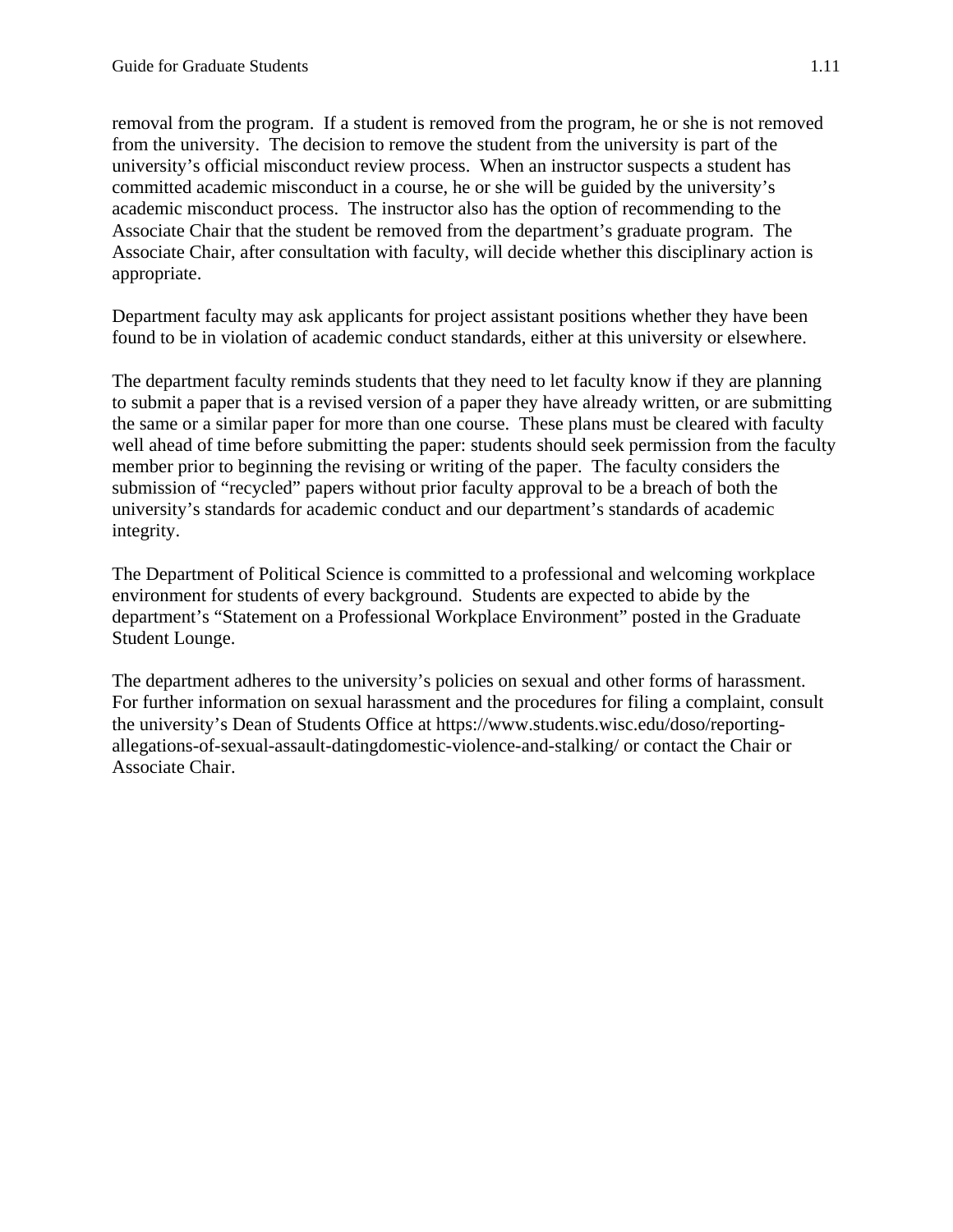removal from the program. If a student is removed from the program, he or she is not removed from the university. The decision to remove the student from the university is part of the university's official misconduct review process. When an instructor suspects a student has committed academic misconduct in a course, he or she will be guided by the university's academic misconduct process. The instructor also has the option of recommending to the Associate Chair that the student be removed from the department's graduate program. The Associate Chair, after consultation with faculty, will decide whether this disciplinary action is appropriate.

Department faculty may ask applicants for project assistant positions whether they have been found to be in violation of academic conduct standards, either at this university or elsewhere.

The department faculty reminds students that they need to let faculty know if they are planning to submit a paper that is a revised version of a paper they have already written, or are submitting the same or a similar paper for more than one course. These plans must be cleared with faculty well ahead of time before submitting the paper: students should seek permission from the faculty member prior to beginning the revising or writing of the paper. The faculty considers the submission of "recycled" papers without prior faculty approval to be a breach of both the university's standards for academic conduct and our department's standards of academic integrity.

The Department of Political Science is committed to a professional and welcoming workplace environment for students of every background. Students are expected to abide by the department's "Statement on a Professional Workplace Environment" posted in the Graduate Student Lounge.

The department adheres to the university's policies on sexual and other forms of harassment. For further information on sexual harassment and the procedures for filing a complaint, consult the university's Dean of Students Office at https://www.students.wisc.edu/doso/reporting-allegations-of-sexual-assault-datingdomestic-violence-and-stalking/ or contact the Chair or Associate Chair.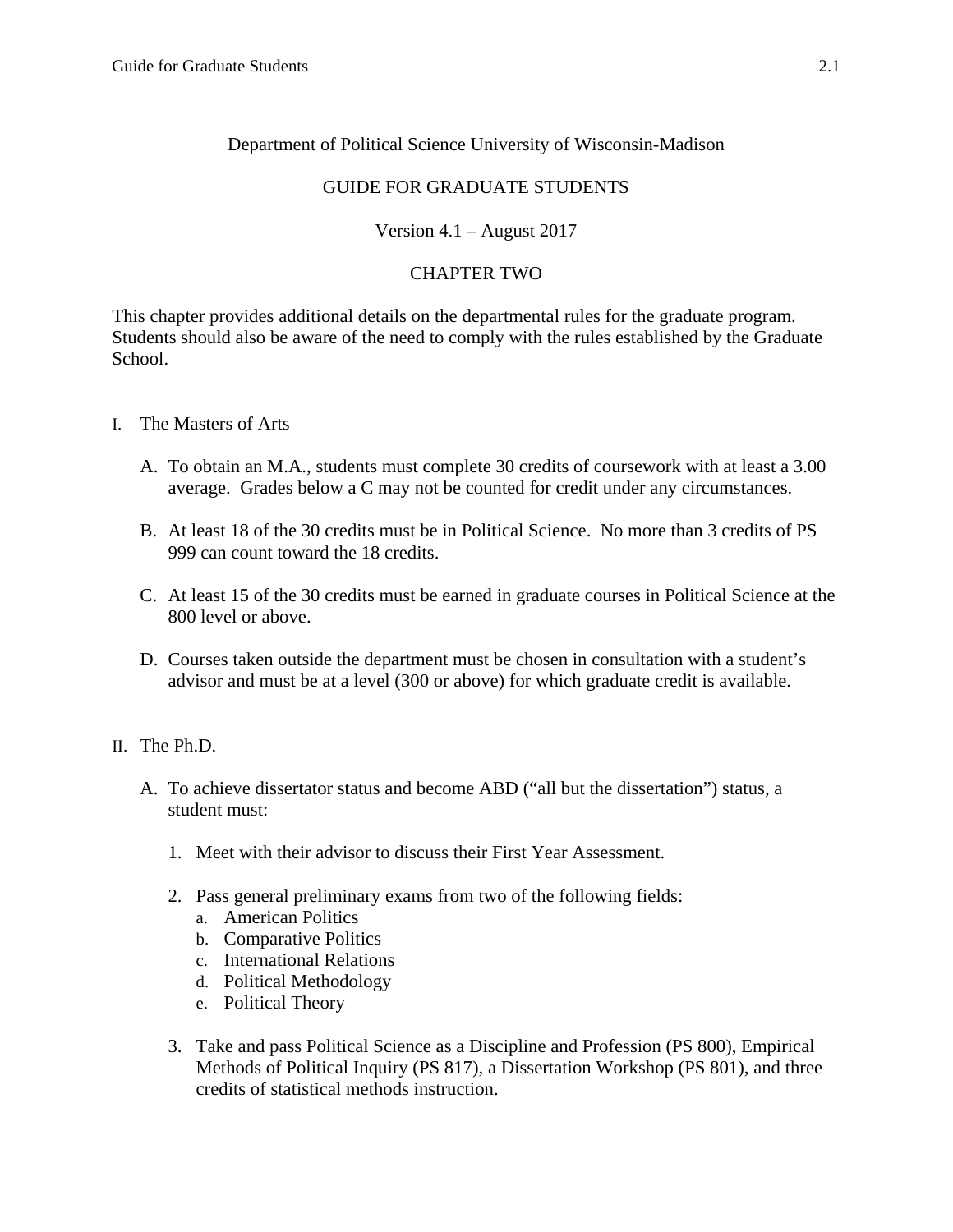Department of Political Science University of Wisconsin-Madison

GUIDE FOR GRADUATE STUDENTS

Version 4.1 – August 2017

# CHAPTER TWO

This chapter provides additional details on the departmental rules for the graduate program. Students should also be aware of the need to comply with the rules established by the Graduate School.

## I. The Masters of Arts

A. To obtain an M.A., students must complete 30 credits of coursework with at least a 3.00 average. Grades below a C may not be counted for credit under any circumstances.

B. At least 18 of the 30 credits must be in Political Science. No more than 3 credits of PS 999 can count toward the 18 credits.

C. At least 15 of the 30 credits must be earned in graduate courses in Political Science at the 800 level or above.

D. Courses taken outside the department must be chosen in consultation with a student's advisor and must be at a level (300 or above) for which graduate credit is available.

## II. The Ph.D.

A. To achieve dissertator status and become ABD ("all but the dissertation") status, a student must:

1. Meet with their advisor to discuss their First Year Assessment.

2. Pass general preliminary exams from two of the following fields:
   a. American Politics
   b. Comparative Politics
   c. International Relations
   d. Political Methodology
   e. Political Theory

3. Take and pass Political Science as a Discipline and Profession (PS 800), Empirical Methods of Political Inquiry (PS 817), a Dissertation Workshop (PS 801), and three credits of statistical methods instruction.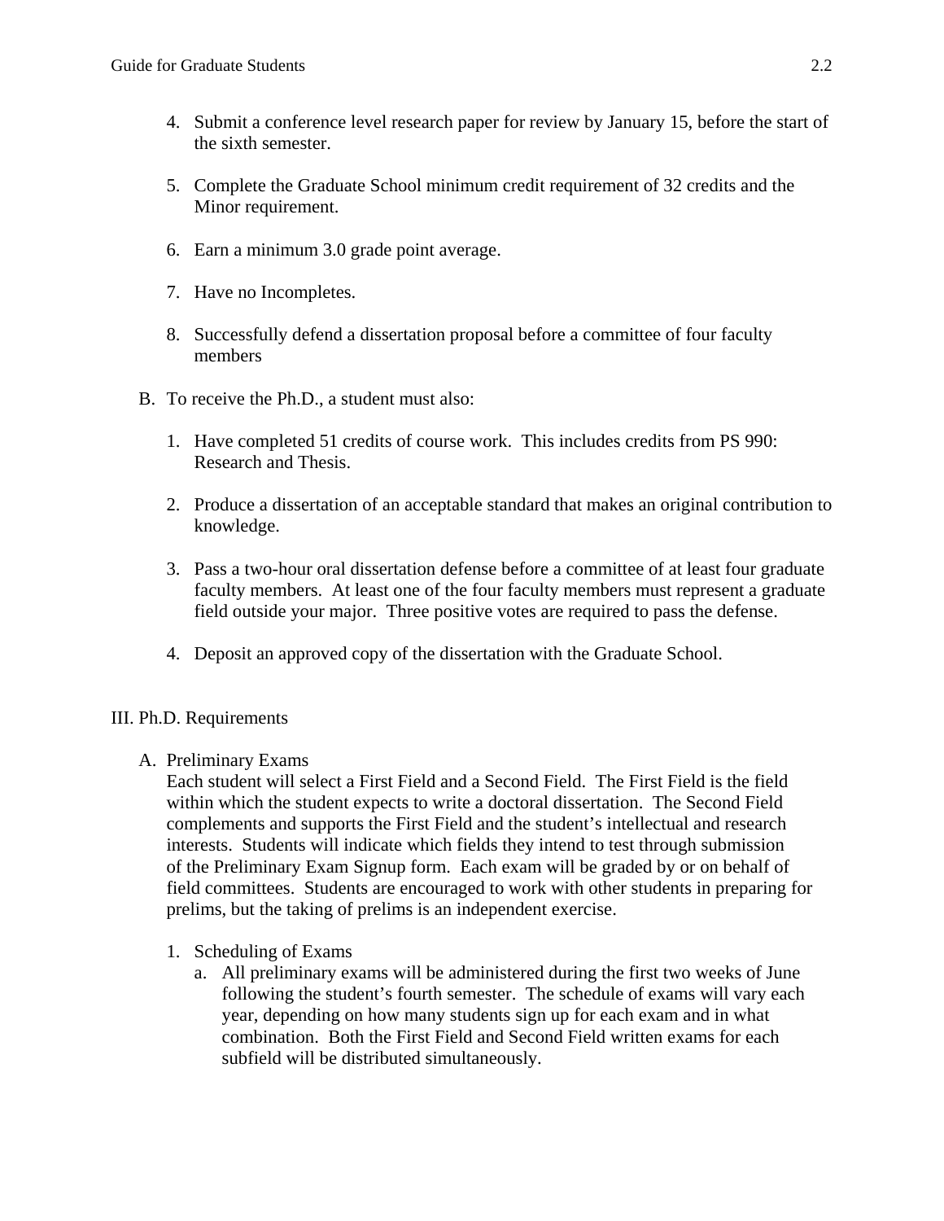4. Submit a conference level research paper for review by January 15, before the start of the sixth semester.

5. Complete the Graduate School minimum credit requirement of 32 credits and the Minor requirement.

6. Earn a minimum 3.0 grade point average.

7. Have no Incompletes.

8. Successfully defend a dissertation proposal before a committee of four faculty members

B. To receive the Ph.D., a student must also:

1. Have completed 51 credits of course work. This includes credits from PS 990: Research and Thesis.

2. Produce a dissertation of an acceptable standard that makes an original contribution to knowledge.

3. Pass a two-hour oral dissertation defense before a committee of at least four graduate faculty members. At least one of the four faculty members must represent a graduate field outside your major. Three positive votes are required to pass the defense.

4. Deposit an approved copy of the dissertation with the Graduate School.

## III. Ph.D. Requirements

### A. Preliminary Exams

Each student will select a First Field and a Second Field. The First Field is the field within which the student expects to write a doctoral dissertation. The Second Field complements and supports the First Field and the student's intellectual and research interests. Students will indicate which fields they intend to test through submission of the Preliminary Exam Signup form. Each exam will be graded by or on behalf of field committees. Students are encouraged to work with other students in preparing for prelims, but the taking of prelims is an independent exercise.

1. Scheduling of Exams
   a. All preliminary exams will be administered during the first two weeks of June following the student's fourth semester. The schedule of exams will vary each year, depending on how many students sign up for each exam and in what combination. Both the First Field and Second Field written exams for each subfield will be distributed simultaneously.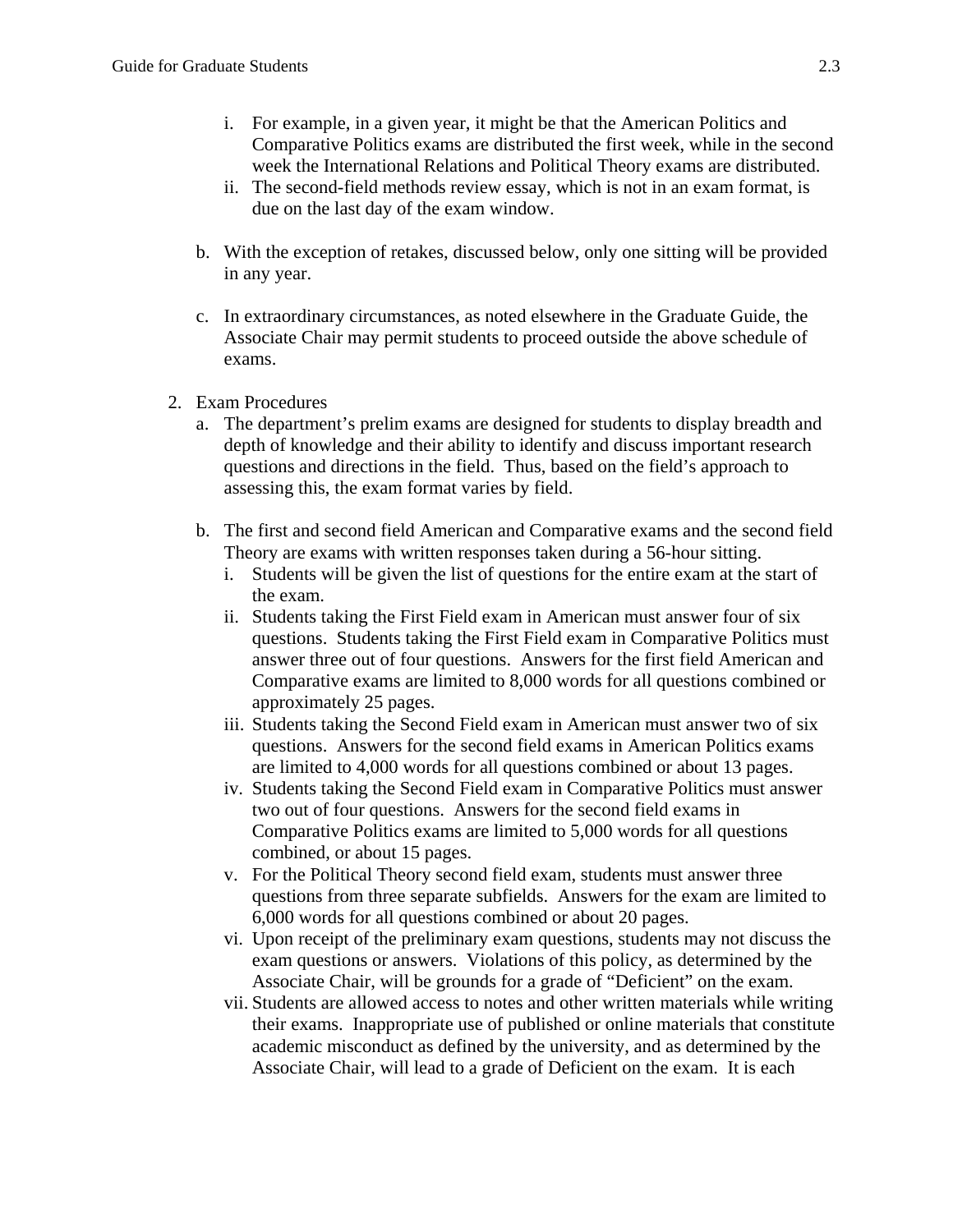i. For example, in a given year, it might be that the American Politics and Comparative Politics exams are distributed the first week, while in the second week the International Relations and Political Theory exams are distributed.
ii. The second-field methods review essay, which is not in an exam format, is due on the last day of the exam window.

b. With the exception of retakes, discussed below, only one sitting will be provided in any year.

c. In extraordinary circumstances, as noted elsewhere in the Graduate Guide, the Associate Chair may permit students to proceed outside the above schedule of exams.

2. Exam Procedures
   a. The department's prelim exams are designed for students to display breadth and depth of knowledge and their ability to identify and discuss important research questions and directions in the field. Thus, based on the field's approach to assessing this, the exam format varies by field.

   b. The first and second field American and Comparative exams and the second field Theory are exams with written responses taken during a 56-hour sitting.
      i. Students will be given the list of questions for the entire exam at the start of the exam.
      ii. Students taking the First Field exam in American must answer four of six questions. Students taking the First Field exam in Comparative Politics must answer three out of four questions. Answers for the first field American and Comparative exams are limited to 8,000 words for all questions combined or approximately 25 pages.
      iii. Students taking the Second Field exam in American must answer two of six questions. Answers for the second field exams in American Politics exams are limited to 4,000 words for all questions combined or about 13 pages.
      iv. Students taking the Second Field exam in Comparative Politics must answer two out of four questions. Answers for the second field exams in Comparative Politics exams are limited to 5,000 words for all questions combined, or about 15 pages.
      v. For the Political Theory second field exam, students must answer three questions from three separate subfields. Answers for the exam are limited to 6,000 words for all questions combined or about 20 pages.
      vi. Upon receipt of the preliminary exam questions, students may not discuss the exam questions or answers. Violations of this policy, as determined by the Associate Chair, will be grounds for a grade of "Deficient" on the exam.
      vii. Students are allowed access to notes and other written materials while writing their exams. Inappropriate use of published or online materials that constitute academic misconduct as defined by the university, and as determined by the Associate Chair, will lead to a grade of Deficient on the exam. It is each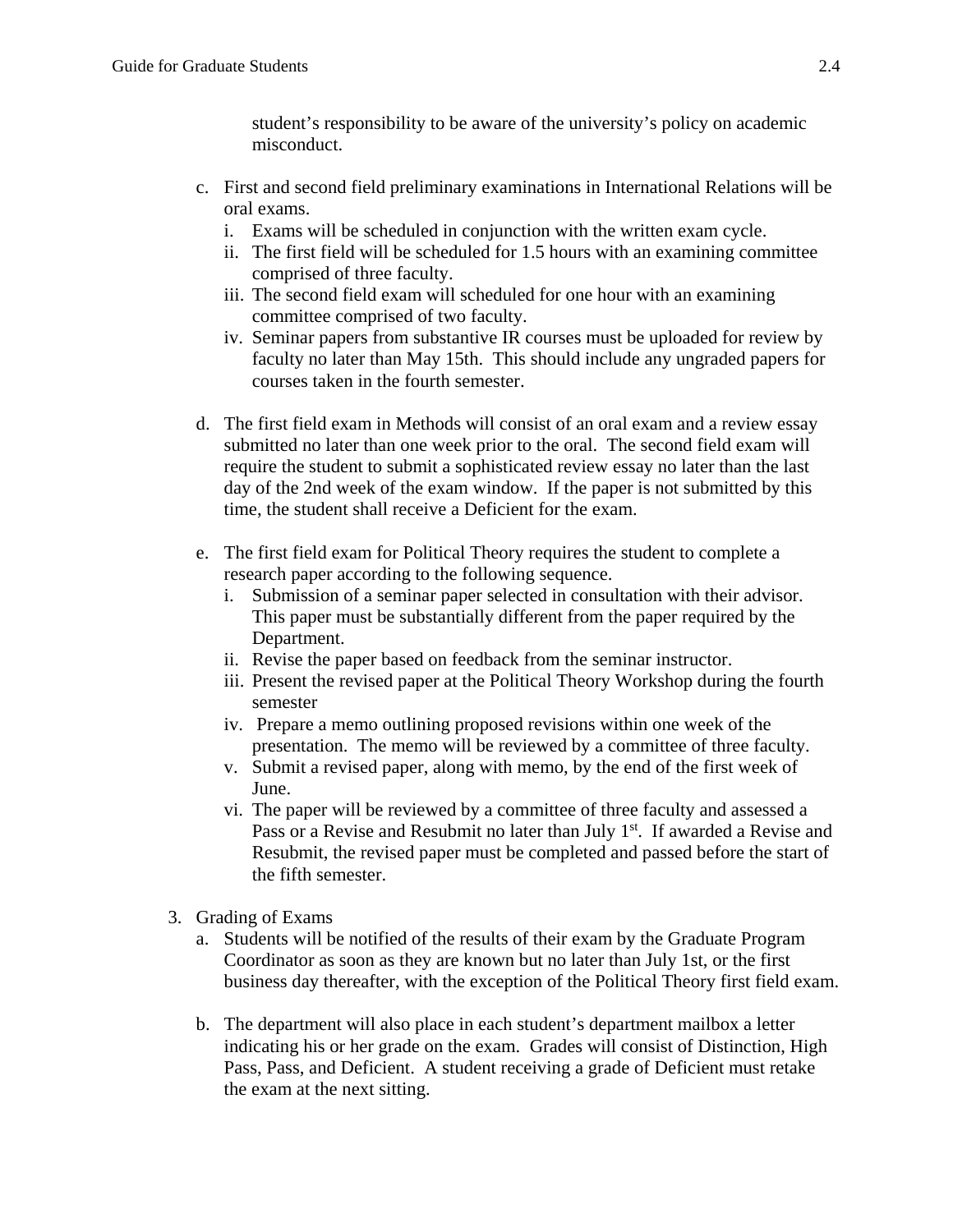student's responsibility to be aware of the university's policy on academic misconduct.

c. First and second field preliminary examinations in International Relations will be oral exams.
   i. Exams will be scheduled in conjunction with the written exam cycle.
   ii. The first field will be scheduled for 1.5 hours with an examining committee comprised of three faculty.
   iii. The second field exam will scheduled for one hour with an examining committee comprised of two faculty.
   iv. Seminar papers from substantive IR courses must be uploaded for review by faculty no later than May 15th. This should include any ungraded papers for courses taken in the fourth semester.

d. The first field exam in Methods will consist of an oral exam and a review essay submitted no later than one week prior to the oral. The second field exam will require the student to submit a sophisticated review essay no later than the last day of the 2nd week of the exam window. If the paper is not submitted by this time, the student shall receive a Deficient for the exam.

e. The first field exam for Political Theory requires the student to complete a research paper according to the following sequence.
   i. Submission of a seminar paper selected in consultation with their advisor. This paper must be substantially different from the paper required by the Department.
   ii. Revise the paper based on feedback from the seminar instructor.
   iii. Present the revised paper at the Political Theory Workshop during the fourth semester
   iv. Prepare a memo outlining proposed revisions within one week of the presentation. The memo will be reviewed by a committee of three faculty.
   v. Submit a revised paper, along with memo, by the end of the first week of June.
   vi. The paper will be reviewed by a committee of three faculty and assessed a Pass or a Revise and Resubmit no later than July 1st. If awarded a Revise and Resubmit, the revised paper must be completed and passed before the start of the fifth semester.

3. Grading of Exams
   a. Students will be notified of the results of their exam by the Graduate Program Coordinator as soon as they are known but no later than July 1st, or the first business day thereafter, with the exception of the Political Theory first field exam.

   b. The department will also place in each student's department mailbox a letter indicating his or her grade on the exam. Grades will consist of Distinction, High Pass, Pass, and Deficient. A student receiving a grade of Deficient must retake the exam at the next sitting.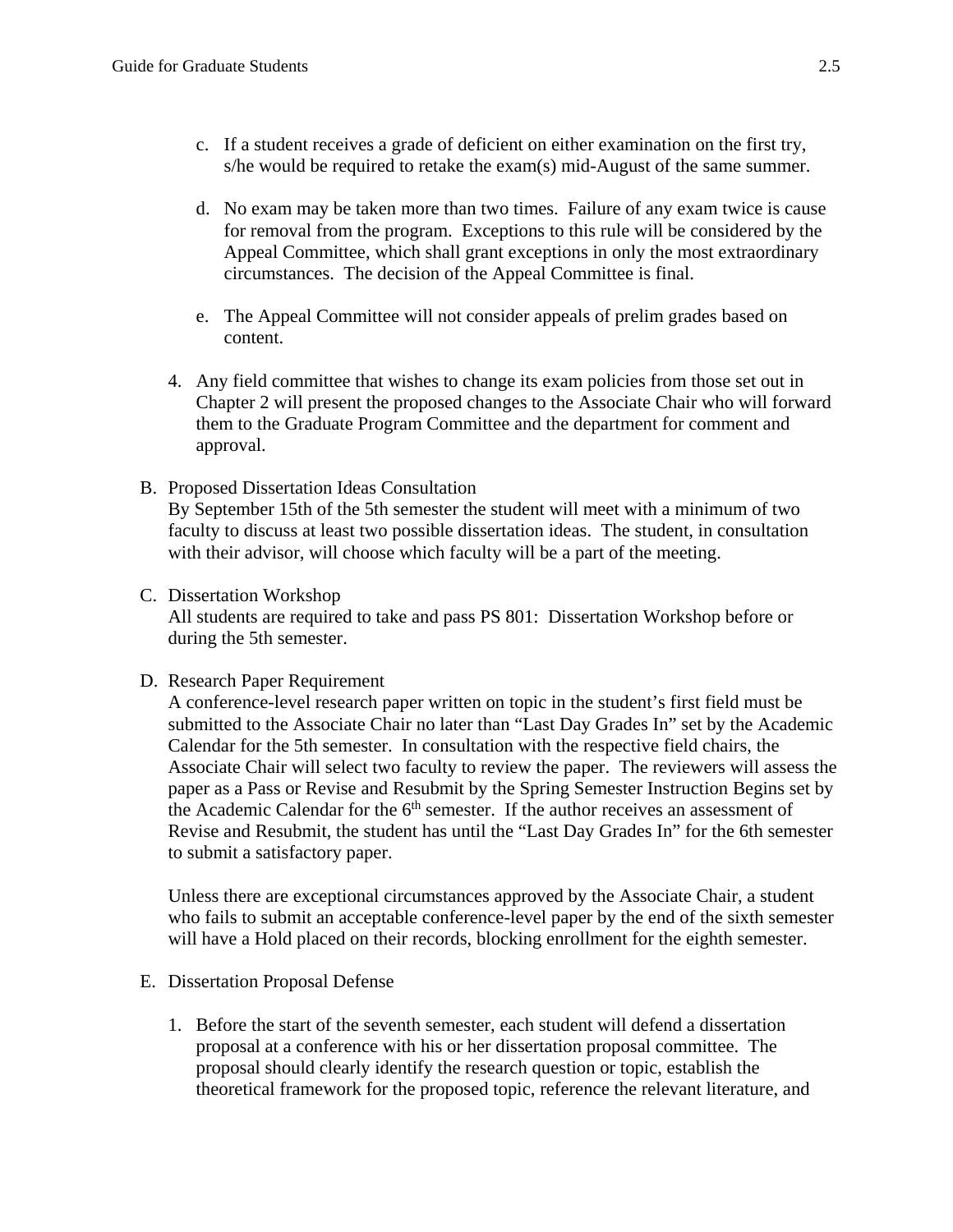c. If a student receives a grade of deficient on either examination on the first try, s/he would be required to retake the exam(s) mid-August of the same summer.

d. No exam may be taken more than two times. Failure of any exam twice is cause for removal from the program. Exceptions to this rule will be considered by the Appeal Committee, which shall grant exceptions in only the most extraordinary circumstances. The decision of the Appeal Committee is final.

e. The Appeal Committee will not consider appeals of prelim grades based on content.

4. Any field committee that wishes to change its exam policies from those set out in Chapter 2 will present the proposed changes to the Associate Chair who will forward them to the Graduate Program Committee and the department for comment and approval.

B. Proposed Dissertation Ideas Consultation

By September 15th of the 5th semester the student will meet with a minimum of two faculty to discuss at least two possible dissertation ideas. The student, in consultation with their advisor, will choose which faculty will be a part of the meeting.

C. Dissertation Workshop

All students are required to take and pass PS 801: Dissertation Workshop before or during the 5th semester.

D. Research Paper Requirement

A conference-level research paper written on topic in the student's first field must be submitted to the Associate Chair no later than "Last Day Grades In" set by the Academic Calendar for the 5th semester. In consultation with the respective field chairs, the Associate Chair will select two faculty to review the paper. The reviewers will assess the paper as a Pass or Revise and Resubmit by the Spring Semester Instruction Begins set by the Academic Calendar for the 6th semester. If the author receives an assessment of Revise and Resubmit, the student has until the "Last Day Grades In" for the 6th semester to submit a satisfactory paper.

Unless there are exceptional circumstances approved by the Associate Chair, a student who fails to submit an acceptable conference-level paper by the end of the sixth semester will have a Hold placed on their records, blocking enrollment for the eighth semester.

E. Dissertation Proposal Defense

1. Before the start of the seventh semester, each student will defend a dissertation proposal at a conference with his or her dissertation proposal committee. The proposal should clearly identify the research question or topic, establish the theoretical framework for the proposed topic, reference the relevant literature, and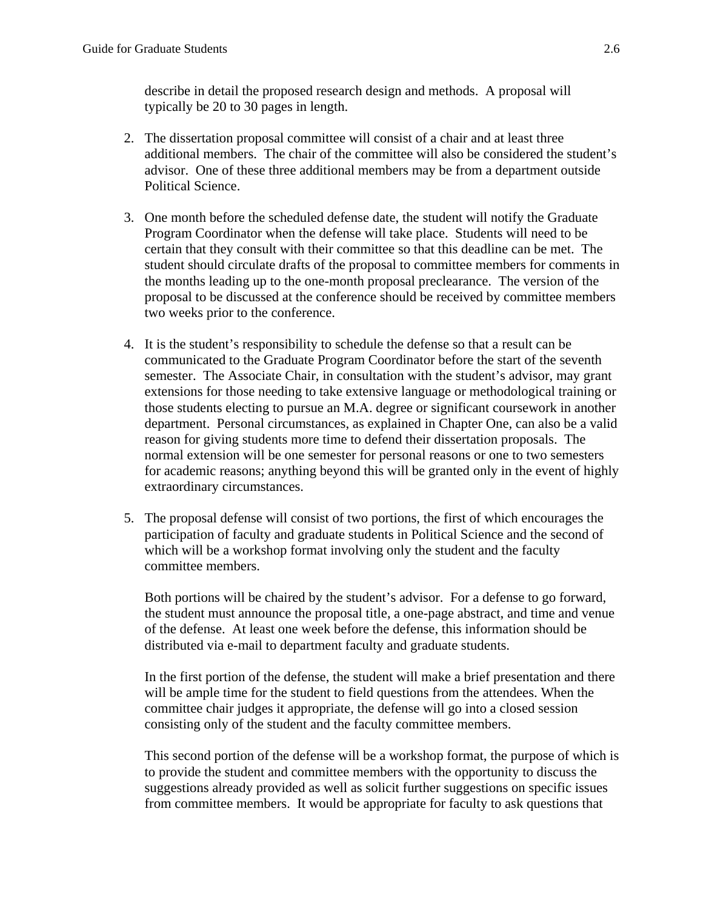describe in detail the proposed research design and methods. A proposal will typically be 20 to 30 pages in length.

2. The dissertation proposal committee will consist of a chair and at least three additional members. The chair of the committee will also be considered the student's advisor. One of these three additional members may be from a department outside Political Science.

3. One month before the scheduled defense date, the student will notify the Graduate Program Coordinator when the defense will take place. Students will need to be certain that they consult with their committee so that this deadline can be met. The student should circulate drafts of the proposal to committee members for comments in the months leading up to the one-month proposal preclearance. The version of the proposal to be discussed at the conference should be received by committee members two weeks prior to the conference.

4. It is the student's responsibility to schedule the defense so that a result can be communicated to the Graduate Program Coordinator before the start of the seventh semester. The Associate Chair, in consultation with the student's advisor, may grant extensions for those needing to take extensive language or methodological training or those students electing to pursue an M.A. degree or significant coursework in another department. Personal circumstances, as explained in Chapter One, can also be a valid reason for giving students more time to defend their dissertation proposals. The normal extension will be one semester for personal reasons or one to two semesters for academic reasons; anything beyond this will be granted only in the event of highly extraordinary circumstances.

5. The proposal defense will consist of two portions, the first of which encourages the participation of faculty and graduate students in Political Science and the second of which will be a workshop format involving only the student and the faculty committee members.

   Both portions will be chaired by the student's advisor. For a defense to go forward, the student must announce the proposal title, a one-page abstract, and time and venue of the defense. At least one week before the defense, this information should be distributed via e-mail to department faculty and graduate students.

   In the first portion of the defense, the student will make a brief presentation and there will be ample time for the student to field questions from the attendees. When the committee chair judges it appropriate, the defense will go into a closed session consisting only of the student and the faculty committee members.

   This second portion of the defense will be a workshop format, the purpose of which is to provide the student and committee members with the opportunity to discuss the suggestions already provided as well as solicit further suggestions on specific issues from committee members. It would be appropriate for faculty to ask questions that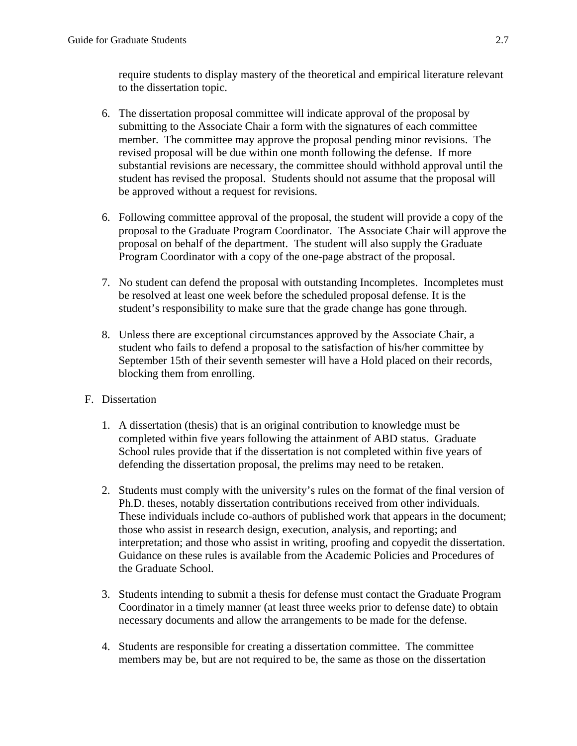require students to display mastery of the theoretical and empirical literature relevant to the dissertation topic.

6. The dissertation proposal committee will indicate approval of the proposal by submitting to the Associate Chair a form with the signatures of each committee member. The committee may approve the proposal pending minor revisions. The revised proposal will be due within one month following the defense. If more substantial revisions are necessary, the committee should withhold approval until the student has revised the proposal. Students should not assume that the proposal will be approved without a request for revisions.

6. Following committee approval of the proposal, the student will provide a copy of the proposal to the Graduate Program Coordinator. The Associate Chair will approve the proposal on behalf of the department. The student will also supply the Graduate Program Coordinator with a copy of the one-page abstract of the proposal.

7. No student can defend the proposal with outstanding Incompletes. Incompletes must be resolved at least one week before the scheduled proposal defense. It is the student's responsibility to make sure that the grade change has gone through.

8. Unless there are exceptional circumstances approved by the Associate Chair, a student who fails to defend a proposal to the satisfaction of his/her committee by September 15th of their seventh semester will have a Hold placed on their records, blocking them from enrolling.

F. Dissertation

1. A dissertation (thesis) that is an original contribution to knowledge must be completed within five years following the attainment of ABD status. Graduate School rules provide that if the dissertation is not completed within five years of defending the dissertation proposal, the prelims may need to be retaken.

2. Students must comply with the university's rules on the format of the final version of Ph.D. theses, notably dissertation contributions received from other individuals. These individuals include co-authors of published work that appears in the document; those who assist in research design, execution, analysis, and reporting; and interpretation; and those who assist in writing, proofing and copyedit the dissertation. Guidance on these rules is available from the Academic Policies and Procedures of the Graduate School.

3. Students intending to submit a thesis for defense must contact the Graduate Program Coordinator in a timely manner (at least three weeks prior to defense date) to obtain necessary documents and allow the arrangements to be made for the defense.

4. Students are responsible for creating a dissertation committee. The committee members may be, but are not required to be, the same as those on the dissertation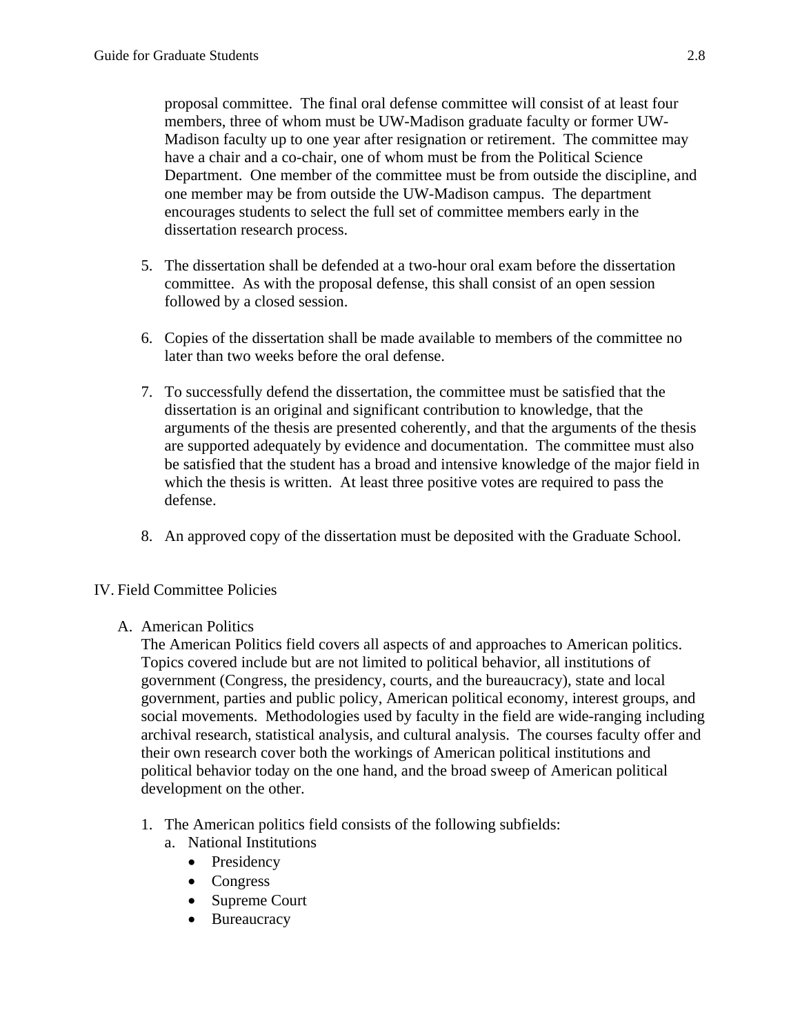proposal committee. The final oral defense committee will consist of at least four members, three of whom must be UW-Madison graduate faculty or former UW-Madison faculty up to one year after resignation or retirement. The committee may have a chair and a co-chair, one of whom must be from the Political Science Department. One member of the committee must be from outside the discipline, and one member may be from outside the UW-Madison campus. The department encourages students to select the full set of committee members early in the dissertation research process.

5. The dissertation shall be defended at a two-hour oral exam before the dissertation committee. As with the proposal defense, this shall consist of an open session followed by a closed session.

6. Copies of the dissertation shall be made available to members of the committee no later than two weeks before the oral defense.

7. To successfully defend the dissertation, the committee must be satisfied that the dissertation is an original and significant contribution to knowledge, that the arguments of the thesis are presented coherently, and that the arguments of the thesis are supported adequately by evidence and documentation. The committee must also be satisfied that the student has a broad and intensive knowledge of the major field in which the thesis is written. At least three positive votes are required to pass the defense.

8. An approved copy of the dissertation must be deposited with the Graduate School.

## IV. Field Committee Policies

### A. American Politics

The American Politics field covers all aspects of and approaches to American politics. Topics covered include but are not limited to political behavior, all institutions of government (Congress, the presidency, courts, and the bureaucracy), state and local government, parties and public policy, American political economy, interest groups, and social movements. Methodologies used by faculty in the field are wide-ranging including archival research, statistical analysis, and cultural analysis. The courses faculty offer and their own research cover both the workings of American political institutions and political behavior today on the one hand, and the broad sweep of American political development on the other.

1. The American politics field consists of the following subfields:
   a. National Institutions
      - Presidency
      - Congress
      - Supreme Court
      - Bureaucracy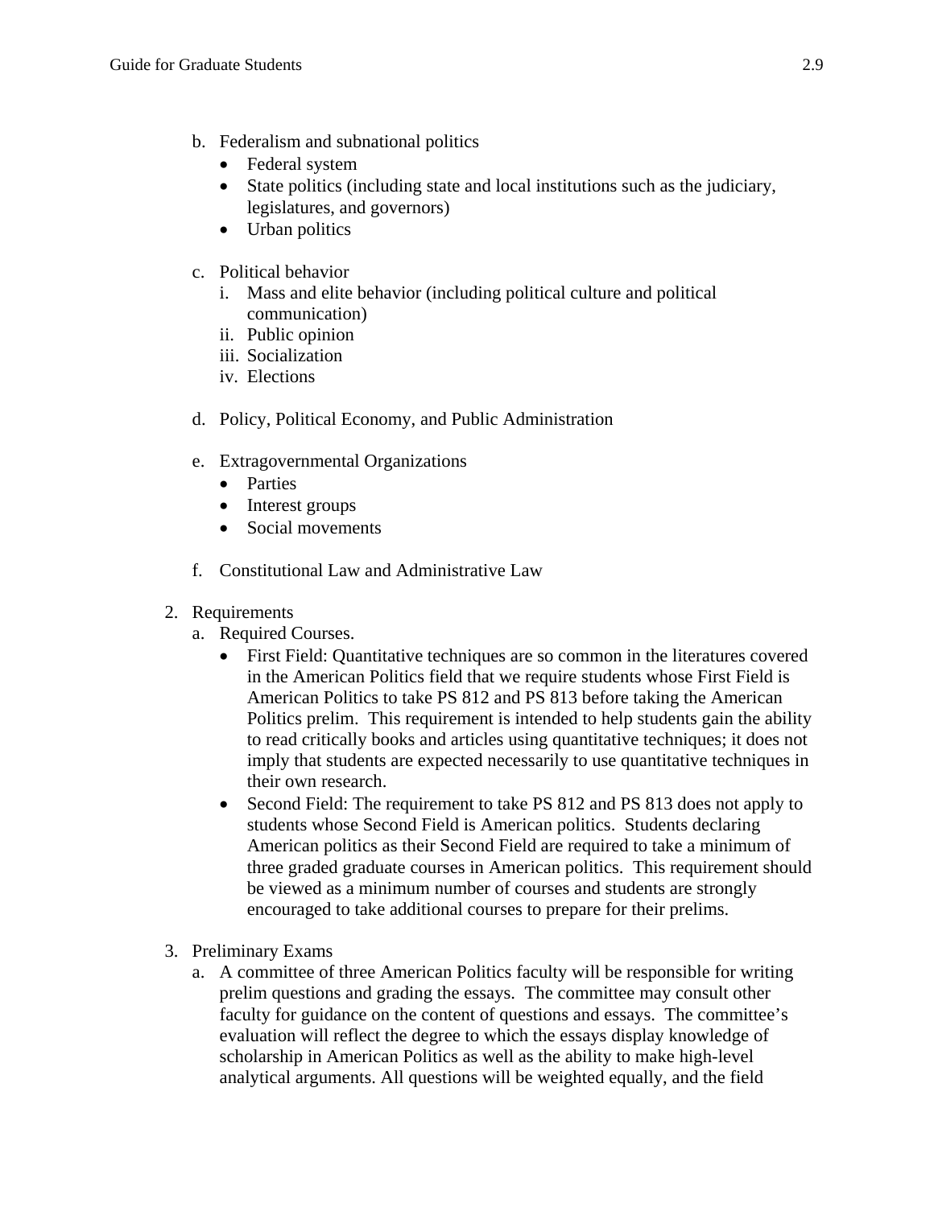b. Federalism and subnational politics
    - Federal system
    - State politics (including state and local institutions such as the judiciary, legislatures, and governors)
    - Urban politics

c. Political behavior
    i. Mass and elite behavior (including political culture and political communication)
    ii. Public opinion
    iii. Socialization
    iv. Elections

d. Policy, Political Economy, and Public Administration

e. Extragovernmental Organizations
    - Parties
    - Interest groups
    - Social movements

f. Constitutional Law and Administrative Law

2. Requirements
    a. Required Courses.
        - First Field: Quantitative techniques are so common in the literatures covered in the American Politics field that we require students whose First Field is American Politics to take PS 812 and PS 813 before taking the American Politics prelim. This requirement is intended to help students gain the ability to read critically books and articles using quantitative techniques; it does not imply that students are expected necessarily to use quantitative techniques in their own research.
        - Second Field: The requirement to take PS 812 and PS 813 does not apply to students whose Second Field is American politics. Students declaring American politics as their Second Field are required to take a minimum of three graded graduate courses in American politics. This requirement should be viewed as a minimum number of courses and students are strongly encouraged to take additional courses to prepare for their prelims.

3. Preliminary Exams
    a. A committee of three American Politics faculty will be responsible for writing prelim questions and grading the essays. The committee may consult other faculty for guidance on the content of questions and essays. The committee's evaluation will reflect the degree to which the essays display knowledge of scholarship in American Politics as well as the ability to make high-level analytical arguments. All questions will be weighted equally, and the field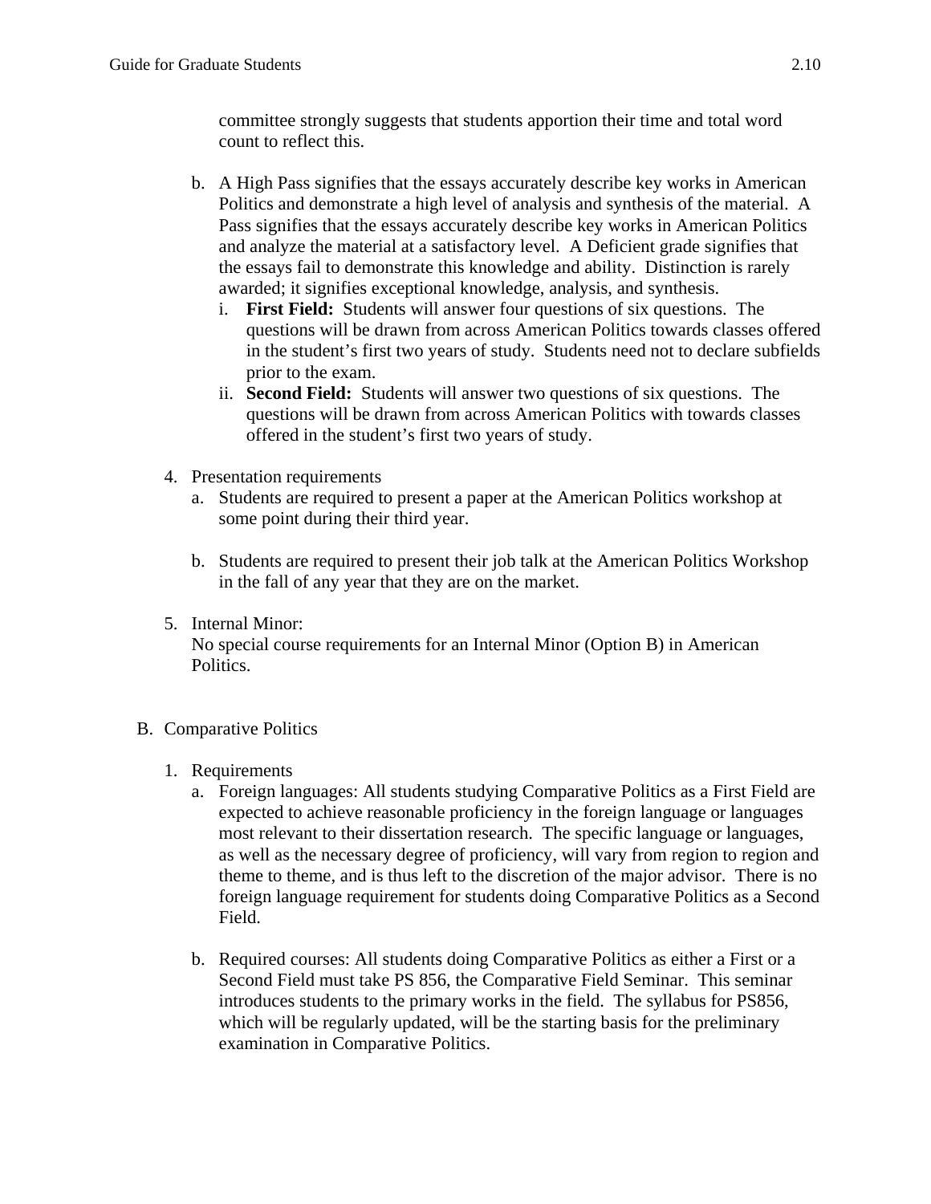committee strongly suggests that students apportion their time and total word count to reflect this.

b. A High Pass signifies that the essays accurately describe key works in American Politics and demonstrate a high level of analysis and synthesis of the material. A Pass signifies that the essays accurately describe key works in American Politics and analyze the material at a satisfactory level. A Deficient grade signifies that the essays fail to demonstrate this knowledge and ability. Distinction is rarely awarded; it signifies exceptional knowledge, analysis, and synthesis.
   i. **First Field:** Students will answer four questions of six questions. The questions will be drawn from across American Politics towards classes offered in the student's first two years of study. Students need not to declare subfields prior to the exam.
   ii. **Second Field:** Students will answer two questions of six questions. The questions will be drawn from across American Politics with towards classes offered in the student's first two years of study.

4. Presentation requirements
   a. Students are required to present a paper at the American Politics workshop at some point during their third year.

   b. Students are required to present their job talk at the American Politics Workshop in the fall of any year that they are on the market.

5. Internal Minor:
   No special course requirements for an Internal Minor (Option B) in American Politics.

B. Comparative Politics

1. Requirements
   a. Foreign languages: All students studying Comparative Politics as a First Field are expected to achieve reasonable proficiency in the foreign language or languages most relevant to their dissertation research. The specific language or languages, as well as the necessary degree of proficiency, will vary from region to region and theme to theme, and is thus left to the discretion of the major advisor. There is no foreign language requirement for students doing Comparative Politics as a Second Field.

   b. Required courses: All students doing Comparative Politics as either a First or a Second Field must take PS 856, the Comparative Field Seminar. This seminar introduces students to the primary works in the field. The syllabus for PS856, which will be regularly updated, will be the starting basis for the preliminary examination in Comparative Politics.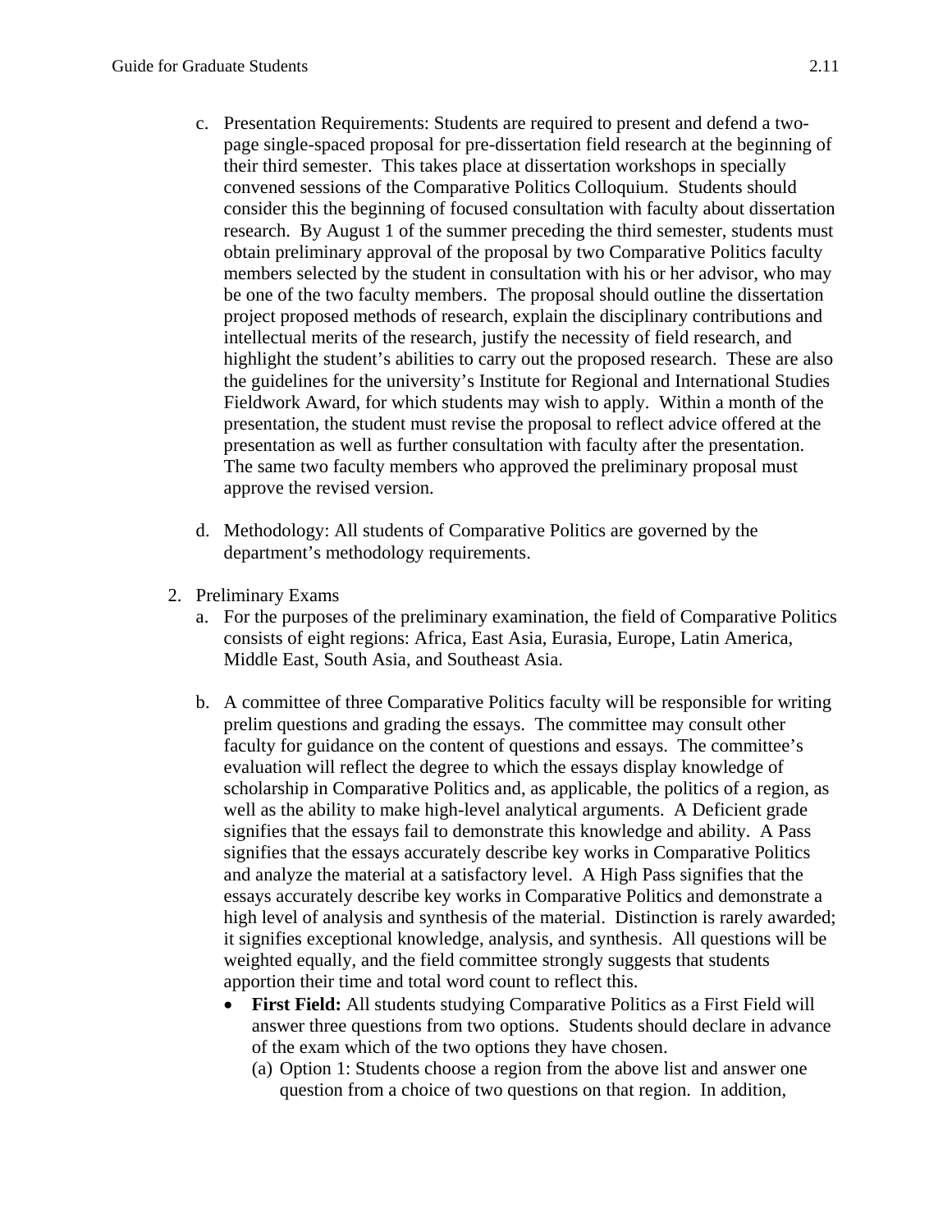c. Presentation Requirements: Students are required to present and defend a two-page single-spaced proposal for pre-dissertation field research at the beginning of their third semester. This takes place at dissertation workshops in specially convened sessions of the Comparative Politics Colloquium. Students should consider this the beginning of focused consultation with faculty about dissertation research. By August 1 of the summer preceding the third semester, students must obtain preliminary approval of the proposal by two Comparative Politics faculty members selected by the student in consultation with his or her advisor, who may be one of the two faculty members. The proposal should outline the dissertation project proposed methods of research, explain the disciplinary contributions and intellectual merits of the research, justify the necessity of field research, and highlight the student's abilities to carry out the proposed research. These are also the guidelines for the university's Institute for Regional and International Studies Fieldwork Award, for which students may wish to apply. Within a month of the presentation, the student must revise the proposal to reflect advice offered at the presentation as well as further consultation with faculty after the presentation. The same two faculty members who approved the preliminary proposal must approve the revised version.

d. Methodology: All students of Comparative Politics are governed by the department's methodology requirements.

2. Preliminary Exams
   a. For the purposes of the preliminary examination, the field of Comparative Politics consists of eight regions: Africa, East Asia, Eurasia, Europe, Latin America, Middle East, South Asia, and Southeast Asia.

   b. A committee of three Comparative Politics faculty will be responsible for writing prelim questions and grading the essays. The committee may consult other faculty for guidance on the content of questions and essays. The committee's evaluation will reflect the degree to which the essays display knowledge of scholarship in Comparative Politics and, as applicable, the politics of a region, as well as the ability to make high-level analytical arguments. A Deficient grade signifies that the essays fail to demonstrate this knowledge and ability. A Pass signifies that the essays accurately describe key works in Comparative Politics and analyze the material at a satisfactory level. A High Pass signifies that the essays accurately describe key works in Comparative Politics and demonstrate a high level of analysis and synthesis of the material. Distinction is rarely awarded; it signifies exceptional knowledge, analysis, and synthesis. All questions will be weighted equally, and the field committee strongly suggests that students apportion their time and total word count to reflect this.
      - **First Field:** All students studying Comparative Politics as a First Field will answer three questions from two options. Students should declare in advance of the exam which of the two options they have chosen.
        (a) Option 1: Students choose a region from the above list and answer one question from a choice of two questions on that region. In addition,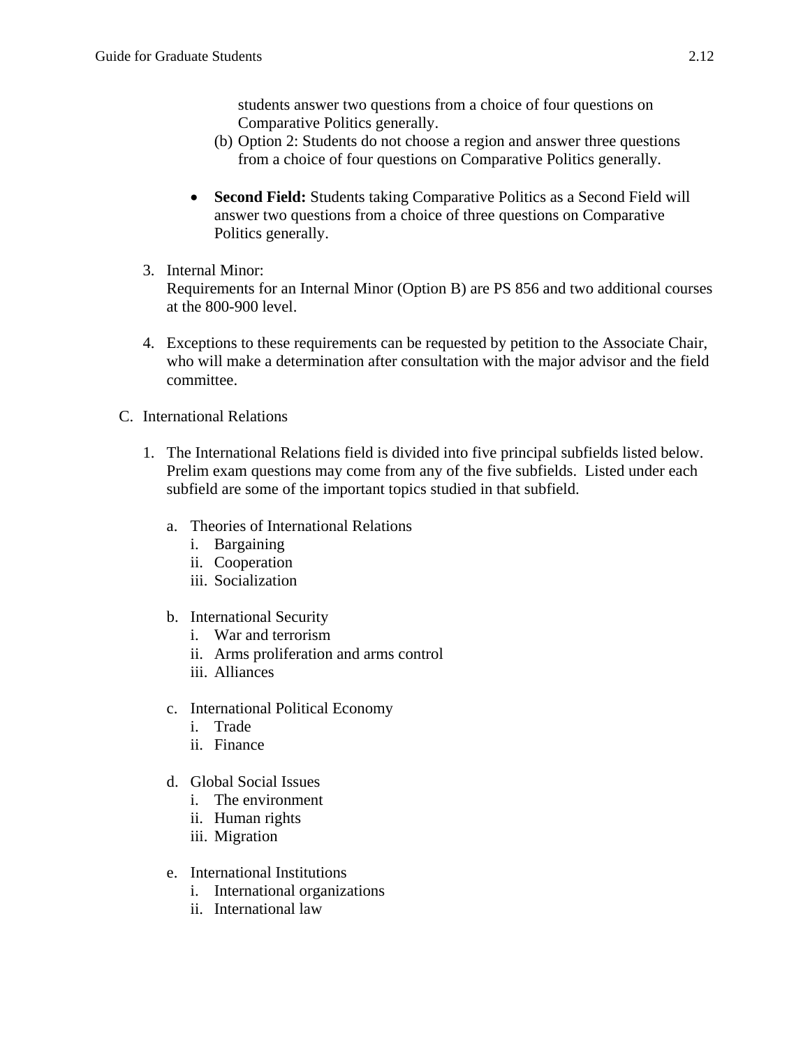students answer two questions from a choice of four questions on Comparative Politics generally.

(b) Option 2: Students do not choose a region and answer three questions from a choice of four questions on Comparative Politics generally.

- **Second Field:** Students taking Comparative Politics as a Second Field will answer two questions from a choice of three questions on Comparative Politics generally.

3. Internal Minor:
   Requirements for an Internal Minor (Option B) are PS 856 and two additional courses at the 800-900 level.

4. Exceptions to these requirements can be requested by petition to the Associate Chair, who will make a determination after consultation with the major advisor and the field committee.

C. International Relations

1. The International Relations field is divided into five principal subfields listed below. Prelim exam questions may come from any of the five subfields. Listed under each subfield are some of the important topics studied in that subfield.

   a. Theories of International Relations
      i. Bargaining
      ii. Cooperation
      iii. Socialization

   b. International Security
      i. War and terrorism
      ii. Arms proliferation and arms control
      iii. Alliances

   c. International Political Economy
      i. Trade
      ii. Finance

   d. Global Social Issues
      i. The environment
      ii. Human rights
      iii. Migration

   e. International Institutions
      i. International organizations
      ii. International law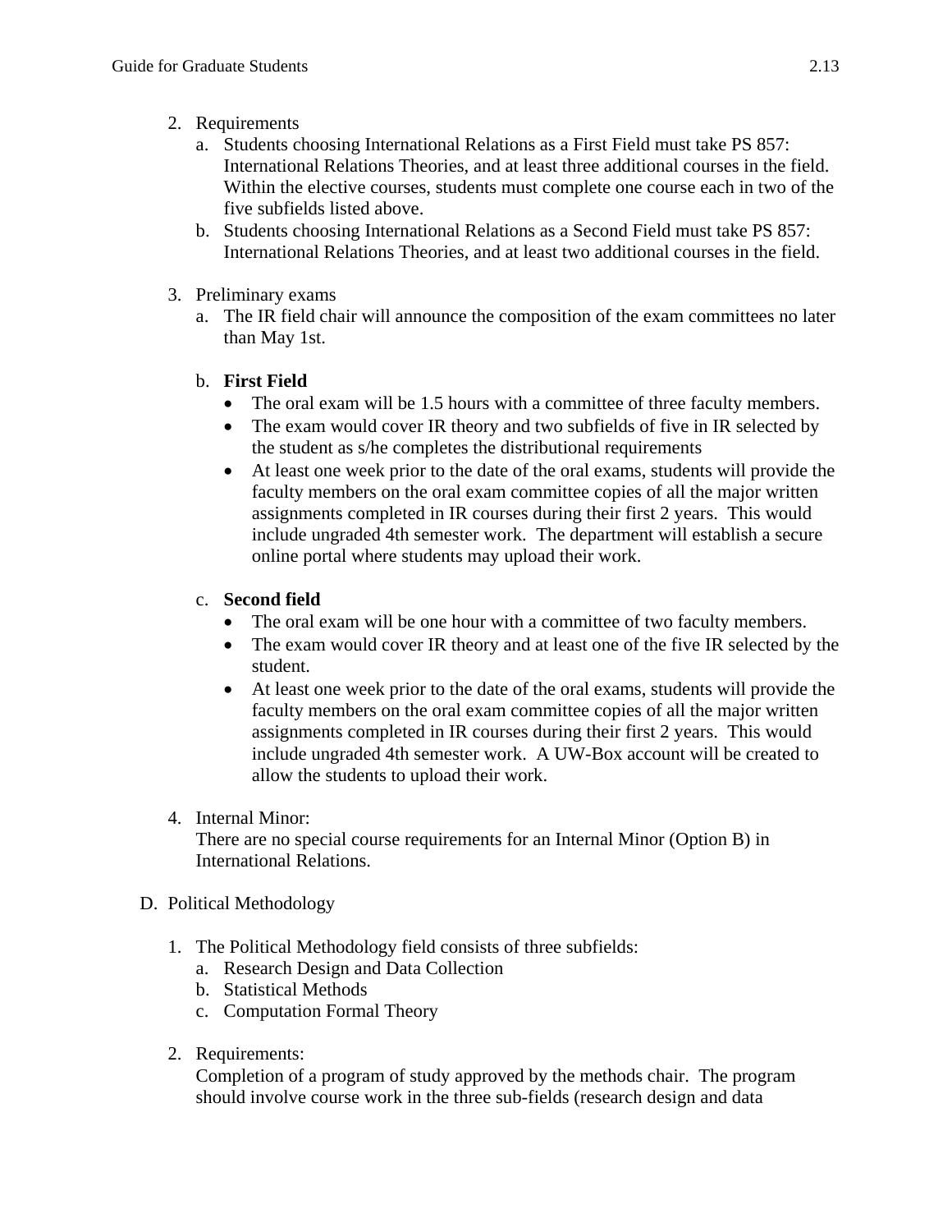2. Requirements
   a. Students choosing International Relations as a First Field must take PS 857: International Relations Theories, and at least three additional courses in the field. Within the elective courses, students must complete one course each in two of the five subfields listed above.
   b. Students choosing International Relations as a Second Field must take PS 857: International Relations Theories, and at least two additional courses in the field.

3. Preliminary exams
   a. The IR field chair will announce the composition of the exam committees no later than May 1st.

   b. **First Field**
      - The oral exam will be 1.5 hours with a committee of three faculty members.
      - The exam would cover IR theory and two subfields of five in IR selected by the student as s/he completes the distributional requirements
      - At least one week prior to the date of the oral exams, students will provide the faculty members on the oral exam committee copies of all the major written assignments completed in IR courses during their first 2 years. This would include ungraded 4th semester work. The department will establish a secure online portal where students may upload their work.

   c. **Second field**
      - The oral exam will be one hour with a committee of two faculty members.
      - The exam would cover IR theory and at least one of the five IR selected by the student.
      - At least one week prior to the date of the oral exams, students will provide the faculty members on the oral exam committee copies of all the major written assignments completed in IR courses during their first 2 years. This would include ungraded 4th semester work. A UW-Box account will be created to allow the students to upload their work.

4. Internal Minor:
   There are no special course requirements for an Internal Minor (Option B) in International Relations.

D. Political Methodology

1. The Political Methodology field consists of three subfields:
   a. Research Design and Data Collection
   b. Statistical Methods
   c. Computation Formal Theory

2. Requirements:
   Completion of a program of study approved by the methods chair. The program should involve course work in the three sub-fields (research design and data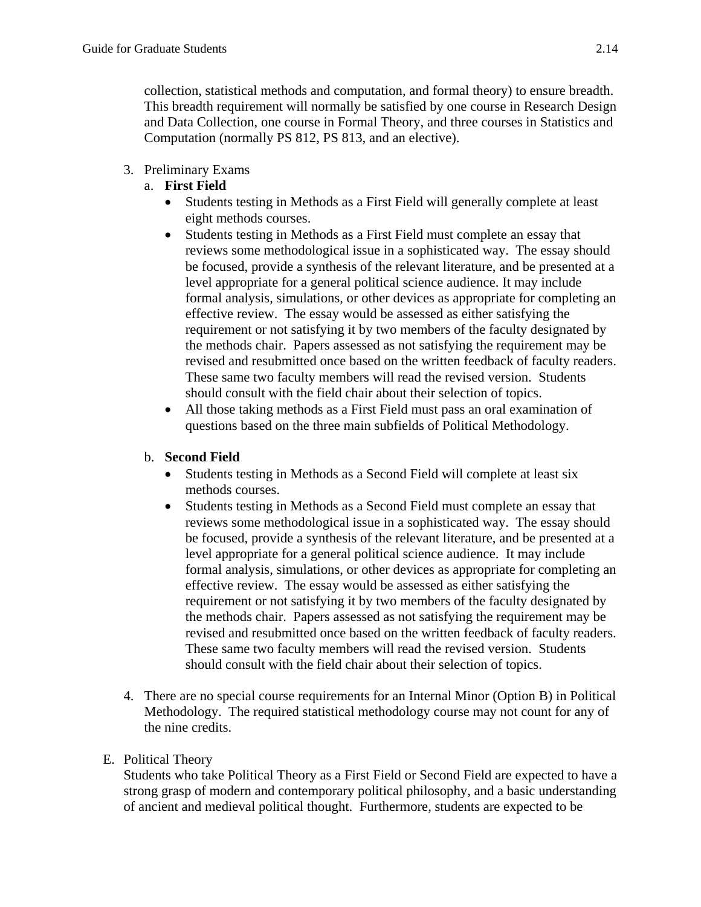collection, statistical methods and computation, and formal theory) to ensure breadth. This breadth requirement will normally be satisfied by one course in Research Design and Data Collection, one course in Formal Theory, and three courses in Statistics and Computation (normally PS 812, PS 813, and an elective).

3. Preliminary Exams
   a. **First Field**
      - Students testing in Methods as a First Field will generally complete at least eight methods courses.
      - Students testing in Methods as a First Field must complete an essay that reviews some methodological issue in a sophisticated way. The essay should be focused, provide a synthesis of the relevant literature, and be presented at a level appropriate for a general political science audience. It may include formal analysis, simulations, or other devices as appropriate for completing an effective review. The essay would be assessed as either satisfying the requirement or not satisfying it by two members of the faculty designated by the methods chair. Papers assessed as not satisfying the requirement may be revised and resubmitted once based on the written feedback of faculty readers. These same two faculty members will read the revised version. Students should consult with the field chair about their selection of topics.
      - All those taking methods as a First Field must pass an oral examination of questions based on the three main subfields of Political Methodology.

   b. **Second Field**
      - Students testing in Methods as a Second Field will complete at least six methods courses.
      - Students testing in Methods as a Second Field must complete an essay that reviews some methodological issue in a sophisticated way. The essay should be focused, provide a synthesis of the relevant literature, and be presented at a level appropriate for a general political science audience. It may include formal analysis, simulations, or other devices as appropriate for completing an effective review. The essay would be assessed as either satisfying the requirement or not satisfying it by two members of the faculty designated by the methods chair. Papers assessed as not satisfying the requirement may be revised and resubmitted once based on the written feedback of faculty readers. These same two faculty members will read the revised version. Students should consult with the field chair about their selection of topics.

4. There are no special course requirements for an Internal Minor (Option B) in Political Methodology. The required statistical methodology course may not count for any of the nine credits.

E. Political Theory

Students who take Political Theory as a First Field or Second Field are expected to have a strong grasp of modern and contemporary political philosophy, and a basic understanding of ancient and medieval political thought. Furthermore, students are expected to be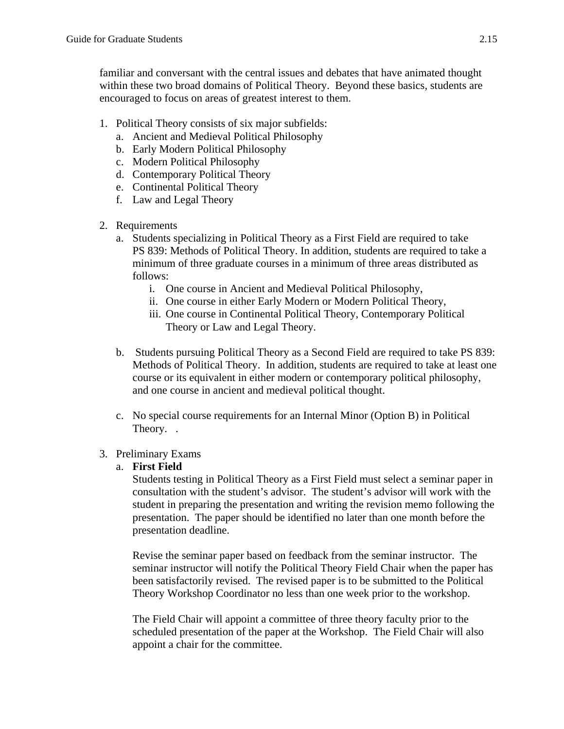familiar and conversant with the central issues and debates that have animated thought within these two broad domains of Political Theory. Beyond these basics, students are encouraged to focus on areas of greatest interest to them.

1. Political Theory consists of six major subfields:
   a. Ancient and Medieval Political Philosophy
   b. Early Modern Political Philosophy
   c. Modern Political Philosophy
   d. Contemporary Political Theory
   e. Continental Political Theory
   f. Law and Legal Theory

2. Requirements
   a. Students specializing in Political Theory as a First Field are required to take PS 839: Methods of Political Theory. In addition, students are required to take a minimum of three graduate courses in a minimum of three areas distributed as follows:
      i. One course in Ancient and Medieval Political Philosophy,
      ii. One course in either Early Modern or Modern Political Theory,
      iii. One course in Continental Political Theory, Contemporary Political Theory or Law and Legal Theory.

   b. Students pursuing Political Theory as a Second Field are required to take PS 839: Methods of Political Theory. In addition, students are required to take at least one course or its equivalent in either modern or contemporary political philosophy, and one course in ancient and medieval political thought.

   c. No special course requirements for an Internal Minor (Option B) in Political Theory. .

3. Preliminary Exams
   a. **First Field**
   
      Students testing in Political Theory as a First Field must select a seminar paper in consultation with the student's advisor. The student's advisor will work with the student in preparing the presentation and writing the revision memo following the presentation. The paper should be identified no later than one month before the presentation deadline.

      Revise the seminar paper based on feedback from the seminar instructor. The seminar instructor will notify the Political Theory Field Chair when the paper has been satisfactorily revised. The revised paper is to be submitted to the Political Theory Workshop Coordinator no less than one week prior to the workshop.

      The Field Chair will appoint a committee of three theory faculty prior to the scheduled presentation of the paper at the Workshop. The Field Chair will also appoint a chair for the committee.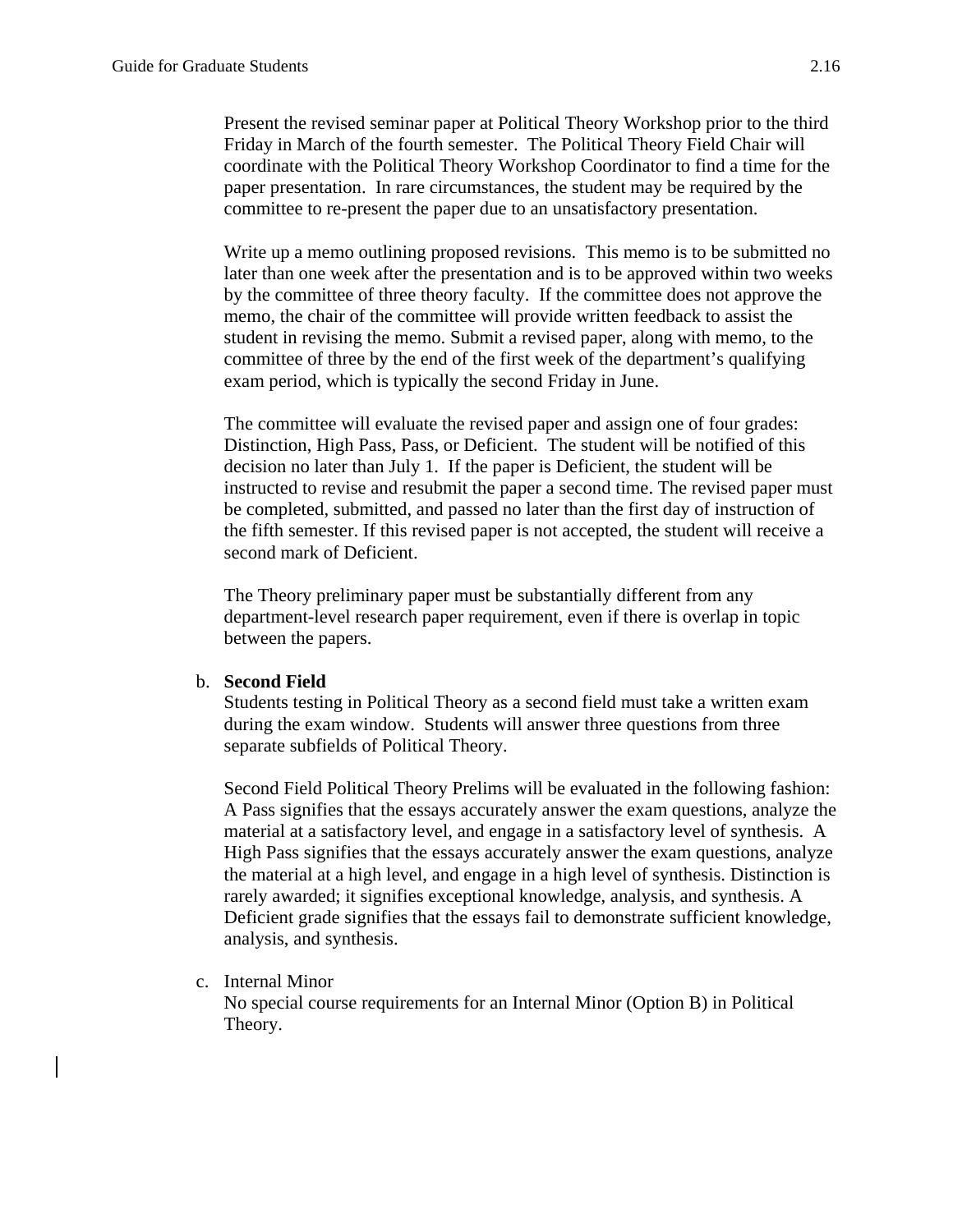Present the revised seminar paper at Political Theory Workshop prior to the third Friday in March of the fourth semester. The Political Theory Field Chair will coordinate with the Political Theory Workshop Coordinator to find a time for the paper presentation. In rare circumstances, the student may be required by the committee to re-present the paper due to an unsatisfactory presentation.

Write up a memo outlining proposed revisions. This memo is to be submitted no later than one week after the presentation and is to be approved within two weeks by the committee of three theory faculty. If the committee does not approve the memo, the chair of the committee will provide written feedback to assist the student in revising the memo. Submit a revised paper, along with memo, to the committee of three by the end of the first week of the department's qualifying exam period, which is typically the second Friday in June.

The committee will evaluate the revised paper and assign one of four grades: Distinction, High Pass, Pass, or Deficient. The student will be notified of this decision no later than July 1. If the paper is Deficient, the student will be instructed to revise and resubmit the paper a second time. The revised paper must be completed, submitted, and passed no later than the first day of instruction of the fifth semester. If this revised paper is not accepted, the student will receive a second mark of Deficient.

The Theory preliminary paper must be substantially different from any department-level research paper requirement, even if there is overlap in topic between the papers.

b. **Second Field**

Students testing in Political Theory as a second field must take a written exam during the exam window. Students will answer three questions from three separate subfields of Political Theory.

Second Field Political Theory Prelims will be evaluated in the following fashion: A Pass signifies that the essays accurately answer the exam questions, analyze the material at a satisfactory level, and engage in a satisfactory level of synthesis. A High Pass signifies that the essays accurately answer the exam questions, analyze the material at a high level, and engage in a high level of synthesis. Distinction is rarely awarded; it signifies exceptional knowledge, analysis, and synthesis. A Deficient grade signifies that the essays fail to demonstrate sufficient knowledge, analysis, and synthesis.

c. Internal Minor

No special course requirements for an Internal Minor (Option B) in Political Theory.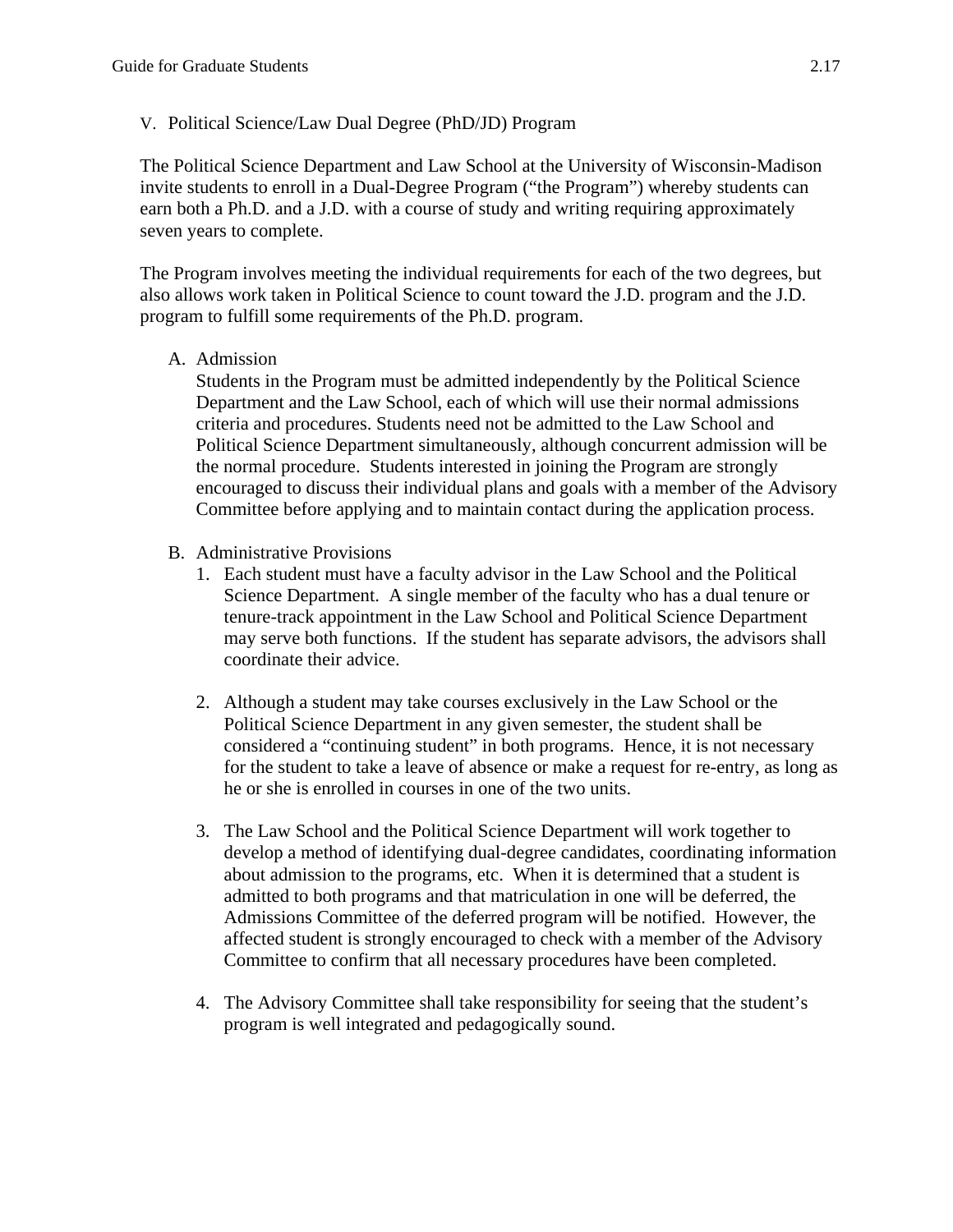## V. Political Science/Law Dual Degree (PhD/JD) Program

The Political Science Department and Law School at the University of Wisconsin-Madison invite students to enroll in a Dual-Degree Program ("the Program") whereby students can earn both a Ph.D. and a J.D. with a course of study and writing requiring approximately seven years to complete.

The Program involves meeting the individual requirements for each of the two degrees, but also allows work taken in Political Science to count toward the J.D. program and the J.D. program to fulfill some requirements of the Ph.D. program.

### A. Admission

Students in the Program must be admitted independently by the Political Science Department and the Law School, each of which will use their normal admissions criteria and procedures. Students need not be admitted to the Law School and Political Science Department simultaneously, although concurrent admission will be the normal procedure. Students interested in joining the Program are strongly encouraged to discuss their individual plans and goals with a member of the Advisory Committee before applying and to maintain contact during the application process.

### B. Administrative Provisions

1. Each student must have a faculty advisor in the Law School and the Political Science Department. A single member of the faculty who has a dual tenure or tenure-track appointment in the Law School and Political Science Department may serve both functions. If the student has separate advisors, the advisors shall coordinate their advice.

2. Although a student may take courses exclusively in the Law School or the Political Science Department in any given semester, the student shall be considered a "continuing student" in both programs. Hence, it is not necessary for the student to take a leave of absence or make a request for re-entry, as long as he or she is enrolled in courses in one of the two units.

3. The Law School and the Political Science Department will work together to develop a method of identifying dual-degree candidates, coordinating information about admission to the programs, etc. When it is determined that a student is admitted to both programs and that matriculation in one will be deferred, the Admissions Committee of the deferred program will be notified. However, the affected student is strongly encouraged to check with a member of the Advisory Committee to confirm that all necessary procedures have been completed.

4. The Advisory Committee shall take responsibility for seeing that the student's program is well integrated and pedagogically sound.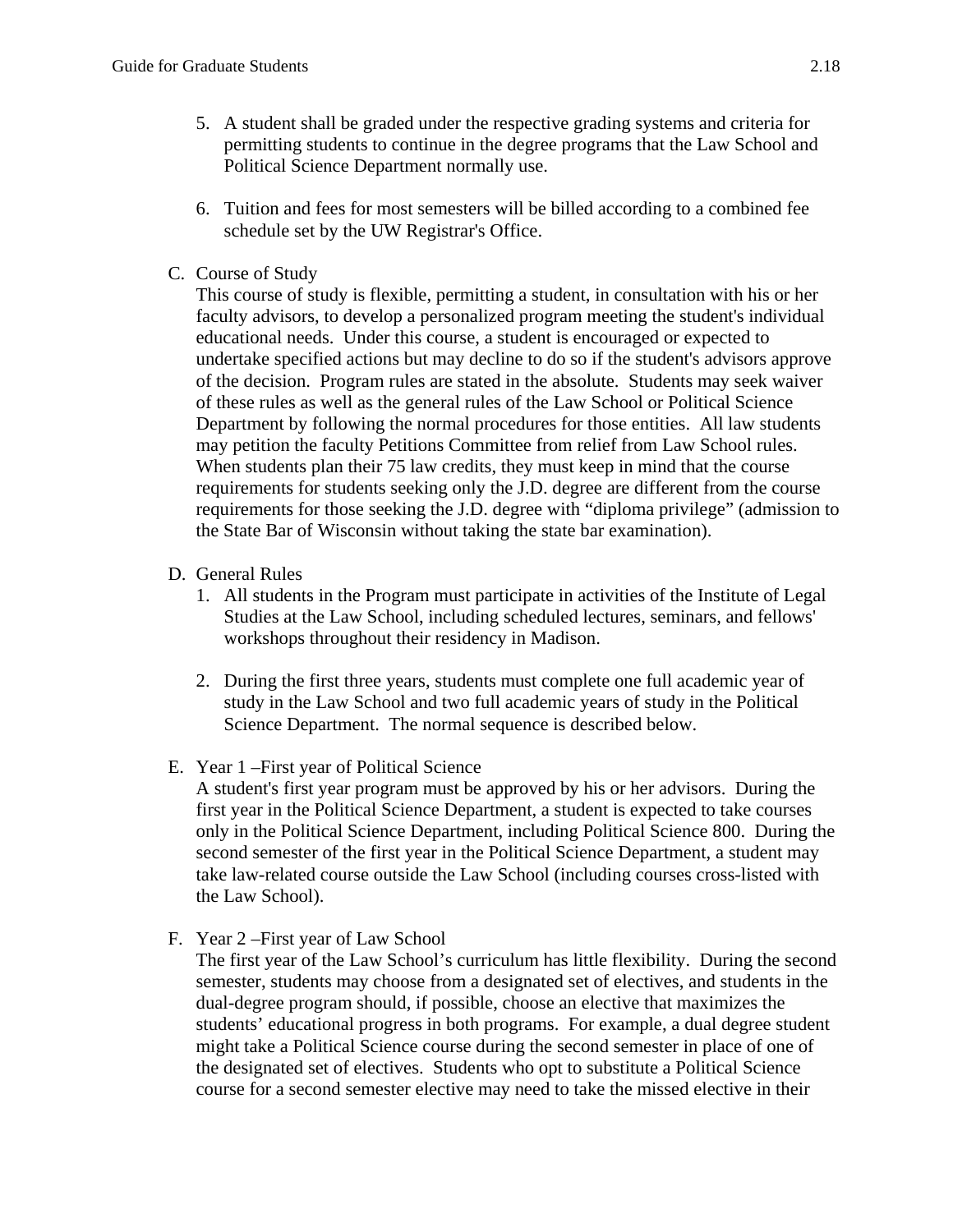5. A student shall be graded under the respective grading systems and criteria for permitting students to continue in the degree programs that the Law School and Political Science Department normally use.

6. Tuition and fees for most semesters will be billed according to a combined fee schedule set by the UW Registrar's Office.

C. Course of Study

This course of study is flexible, permitting a student, in consultation with his or her faculty advisors, to develop a personalized program meeting the student's individual educational needs. Under this course, a student is encouraged or expected to undertake specified actions but may decline to do so if the student's advisors approve of the decision. Program rules are stated in the absolute. Students may seek waiver of these rules as well as the general rules of the Law School or Political Science Department by following the normal procedures for those entities. All law students may petition the faculty Petitions Committee from relief from Law School rules. When students plan their 75 law credits, they must keep in mind that the course requirements for students seeking only the J.D. degree are different from the course requirements for those seeking the J.D. degree with "diploma privilege" (admission to the State Bar of Wisconsin without taking the state bar examination).

D. General Rules

1. All students in the Program must participate in activities of the Institute of Legal Studies at the Law School, including scheduled lectures, seminars, and fellows' workshops throughout their residency in Madison.

2. During the first three years, students must complete one full academic year of study in the Law School and two full academic years of study in the Political Science Department. The normal sequence is described below.

E. Year 1 –First year of Political Science

A student's first year program must be approved by his or her advisors. During the first year in the Political Science Department, a student is expected to take courses only in the Political Science Department, including Political Science 800. During the second semester of the first year in the Political Science Department, a student may take law-related course outside the Law School (including courses cross-listed with the Law School).

F. Year 2 –First year of Law School

The first year of the Law School's curriculum has little flexibility. During the second semester, students may choose from a designated set of electives, and students in the dual-degree program should, if possible, choose an elective that maximizes the students' educational progress in both programs. For example, a dual degree student might take a Political Science course during the second semester in place of one of the designated set of electives. Students who opt to substitute a Political Science course for a second semester elective may need to take the missed elective in their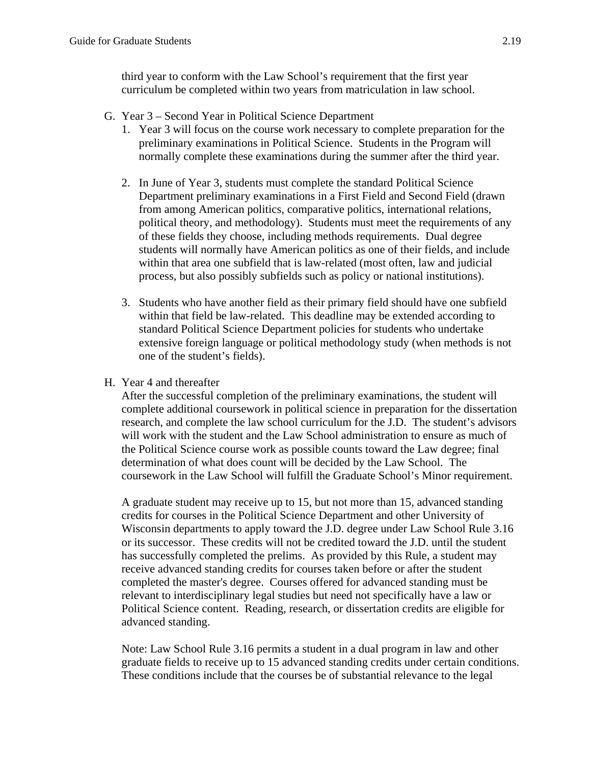third year to conform with the Law School's requirement that the first year curriculum be completed within two years from matriculation in law school.

G. Year 3 – Second Year in Political Science Department

1. Year 3 will focus on the course work necessary to complete preparation for the preliminary examinations in Political Science. Students in the Program will normally complete these examinations during the summer after the third year.

2. In June of Year 3, students must complete the standard Political Science Department preliminary examinations in a First Field and Second Field (drawn from among American politics, comparative politics, international relations, political theory, and methodology). Students must meet the requirements of any of these fields they choose, including methods requirements. Dual degree students will normally have American politics as one of their fields, and include within that area one subfield that is law-related (most often, law and judicial process, but also possibly subfields such as policy or national institutions).

3. Students who have another field as their primary field should have one subfield within that field be law-related. This deadline may be extended according to standard Political Science Department policies for students who undertake extensive foreign language or political methodology study (when methods is not one of the student's fields).

H. Year 4 and thereafter

After the successful completion of the preliminary examinations, the student will complete additional coursework in political science in preparation for the dissertation research, and complete the law school curriculum for the J.D. The student's advisors will work with the student and the Law School administration to ensure as much of the Political Science course work as possible counts toward the Law degree; final determination of what does count will be decided by the Law School. The coursework in the Law School will fulfill the Graduate School's Minor requirement.

A graduate student may receive up to 15, but not more than 15, advanced standing credits for courses in the Political Science Department and other University of Wisconsin departments to apply toward the J.D. degree under Law School Rule 3.16 or its successor. These credits will not be credited toward the J.D. until the student has successfully completed the prelims. As provided by this Rule, a student may receive advanced standing credits for courses taken before or after the student completed the master's degree. Courses offered for advanced standing must be relevant to interdisciplinary legal studies but need not specifically have a law or Political Science content. Reading, research, or dissertation credits are eligible for advanced standing.

Note: Law School Rule 3.16 permits a student in a dual program in law and other graduate fields to receive up to 15 advanced standing credits under certain conditions. These conditions include that the courses be of substantial relevance to the legal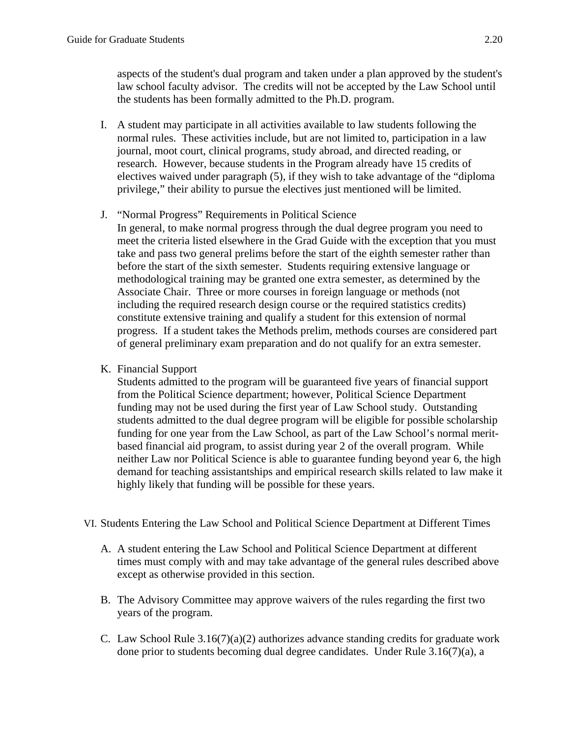aspects of the student's dual program and taken under a plan approved by the student's law school faculty advisor. The credits will not be accepted by the Law School until the students has been formally admitted to the Ph.D. program.

I. A student may participate in all activities available to law students following the normal rules. These activities include, but are not limited to, participation in a law journal, moot court, clinical programs, study abroad, and directed reading, or research. However, because students in the Program already have 15 credits of electives waived under paragraph (5), if they wish to take advantage of the "diploma privilege," their ability to pursue the electives just mentioned will be limited.

J. "Normal Progress" Requirements in Political Science
In general, to make normal progress through the dual degree program you need to meet the criteria listed elsewhere in the Grad Guide with the exception that you must take and pass two general prelims before the start of the eighth semester rather than before the start of the sixth semester. Students requiring extensive language or methodological training may be granted one extra semester, as determined by the Associate Chair. Three or more courses in foreign language or methods (not including the required research design course or the required statistics credits) constitute extensive training and qualify a student for this extension of normal progress. If a student takes the Methods prelim, methods courses are considered part of general preliminary exam preparation and do not qualify for an extra semester.

K. Financial Support
Students admitted to the program will be guaranteed five years of financial support from the Political Science department; however, Political Science Department funding may not be used during the first year of Law School study. Outstanding students admitted to the dual degree program will be eligible for possible scholarship funding for one year from the Law School, as part of the Law School's normal merit-based financial aid program, to assist during year 2 of the overall program. While neither Law nor Political Science is able to guarantee funding beyond year 6, the high demand for teaching assistantships and empirical research skills related to law make it highly likely that funding will be possible for these years.

VI. Students Entering the Law School and Political Science Department at Different Times

A. A student entering the Law School and Political Science Department at different times must comply with and may take advantage of the general rules described above except as otherwise provided in this section.

B. The Advisory Committee may approve waivers of the rules regarding the first two years of the program.

C. Law School Rule 3.16(7)(a)(2) authorizes advance standing credits for graduate work done prior to students becoming dual degree candidates. Under Rule 3.16(7)(a), a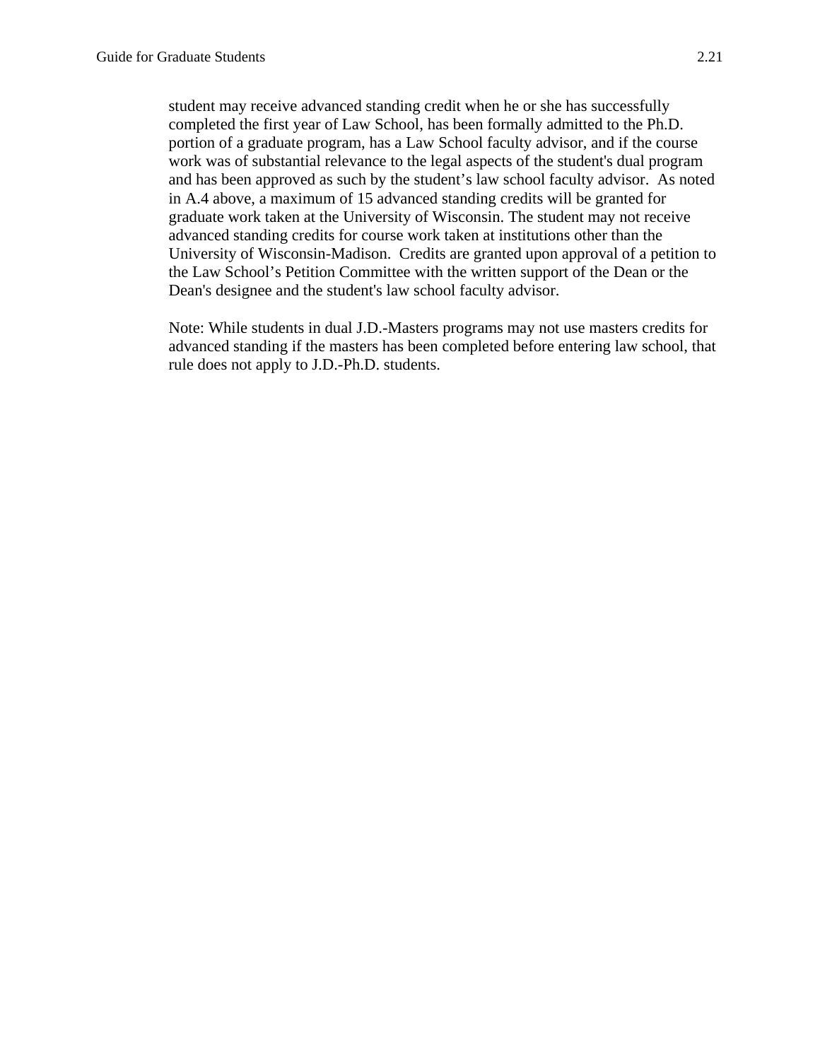student may receive advanced standing credit when he or she has successfully completed the first year of Law School, has been formally admitted to the Ph.D. portion of a graduate program, has a Law School faculty advisor, and if the course work was of substantial relevance to the legal aspects of the student's dual program and has been approved as such by the student's law school faculty advisor. As noted in A.4 above, a maximum of 15 advanced standing credits will be granted for graduate work taken at the University of Wisconsin. The student may not receive advanced standing credits for course work taken at institutions other than the University of Wisconsin-Madison. Credits are granted upon approval of a petition to the Law School's Petition Committee with the written support of the Dean or the Dean's designee and the student's law school faculty advisor.

Note: While students in dual J.D.-Masters programs may not use masters credits for advanced standing if the masters has been completed before entering law school, that rule does not apply to J.D.-Ph.D. students.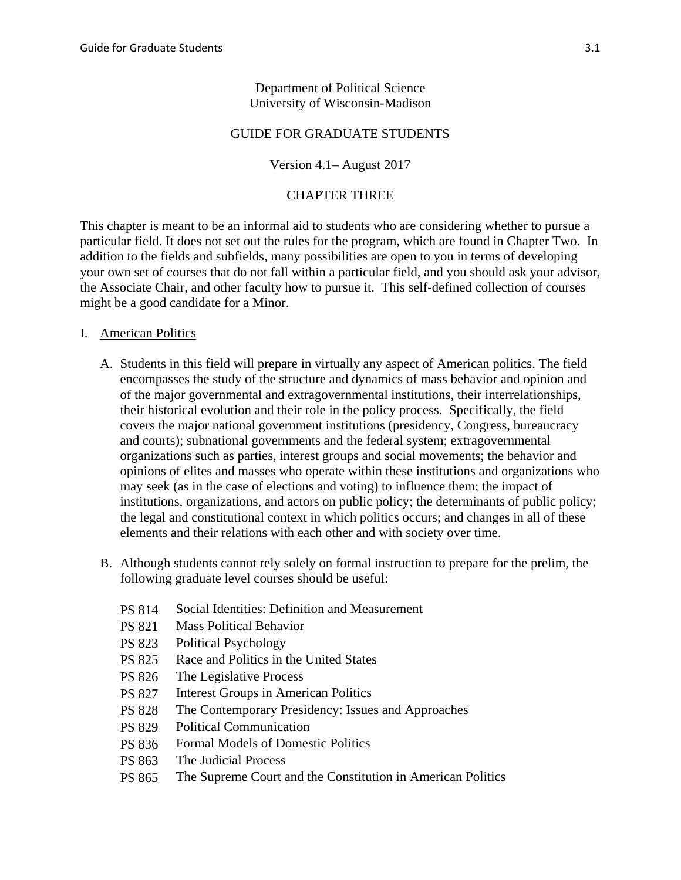Department of Political Science
University of Wisconsin-Madison

GUIDE FOR GRADUATE STUDENTS

Version 4.1– August 2017

CHAPTER THREE

This chapter is meant to be an informal aid to students who are considering whether to pursue a particular field. It does not set out the rules for the program, which are found in Chapter Two. In addition to the fields and subfields, many possibilities are open to you in terms of developing your own set of courses that do not fall within a particular field, and you should ask your advisor, the Associate Chair, and other faculty how to pursue it. This self-defined collection of courses might be a good candidate for a Minor.

I. American Politics

A. Students in this field will prepare in virtually any aspect of American politics. The field encompasses the study of the structure and dynamics of mass behavior and opinion and of the major governmental and extragovernmental institutions, their interrelationships, their historical evolution and their role in the policy process. Specifically, the field covers the major national government institutions (presidency, Congress, bureaucracy and courts); subnational governments and the federal system; extragovernmental organizations such as parties, interest groups and social movements; the behavior and opinions of elites and masses who operate within these institutions and organizations who may seek (as in the case of elections and voting) to influence them; the impact of institutions, organizations, and actors on public policy; the determinants of public policy; the legal and constitutional context in which politics occurs; and changes in all of these elements and their relations with each other and with society over time.

B. Although students cannot rely solely on formal instruction to prepare for the prelim, the following graduate level courses should be useful:

PS 814 Social Identities: Definition and Measurement
PS 821 Mass Political Behavior
PS 823 Political Psychology
PS 825 Race and Politics in the United States
PS 826 The Legislative Process
PS 827 Interest Groups in American Politics
PS 828 The Contemporary Presidency: Issues and Approaches
PS 829 Political Communication
PS 836 Formal Models of Domestic Politics
PS 863 The Judicial Process
PS 865 The Supreme Court and the Constitution in American Politics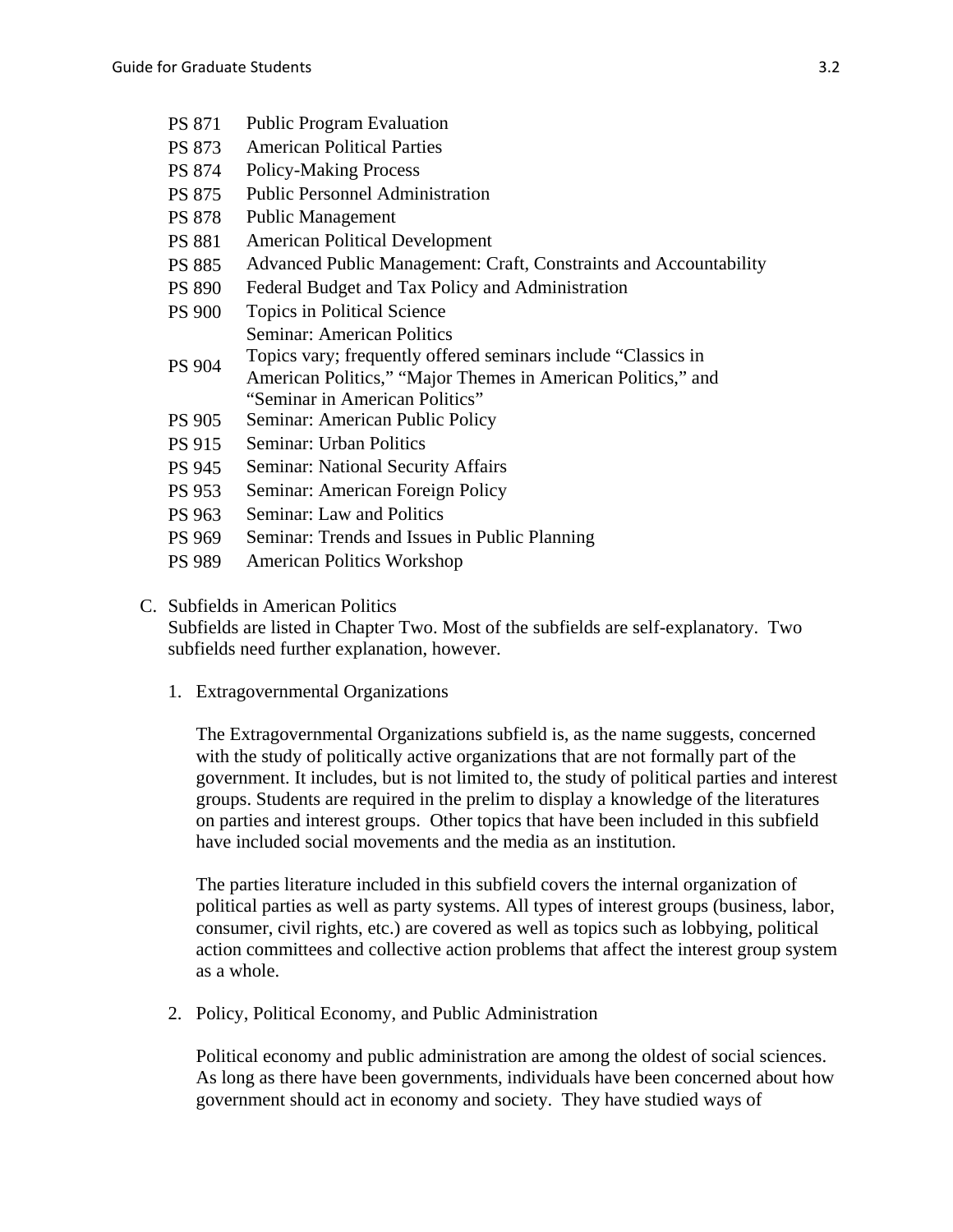| | |
|---|---|
| PS 871 | Public Program Evaluation |
| PS 873 | American Political Parties |
| PS 874 | Policy-Making Process |
| PS 875 | Public Personnel Administration |
| PS 878 | Public Management |
| PS 881 | American Political Development |
| PS 885 | Advanced Public Management: Craft, Constraints and Accountability |
| PS 890 | Federal Budget and Tax Policy and Administration |
| PS 900 | Topics in Political Science |
| PS 904 | Seminar: American Politics<br>Topics vary; frequently offered seminars include "Classics in American Politics," "Major Themes in American Politics," and "Seminar in American Politics" |
| PS 905 | Seminar: American Public Policy |
| PS 915 | Seminar: Urban Politics |
| PS 945 | Seminar: National Security Affairs |
| PS 953 | Seminar: American Foreign Policy |
| PS 963 | Seminar: Law and Politics |
| PS 969 | Seminar: Trends and Issues in Public Planning |
| PS 989 | American Politics Workshop |

C. Subfields in American Politics

Subfields are listed in Chapter Two. Most of the subfields are self-explanatory. Two subfields need further explanation, however.

1. Extragovernmental Organizations

   The Extragovernmental Organizations subfield is, as the name suggests, concerned with the study of politically active organizations that are not formally part of the government. It includes, but is not limited to, the study of political parties and interest groups. Students are required in the prelim to display a knowledge of the literatures on parties and interest groups. Other topics that have been included in this subfield have included social movements and the media as an institution.

   The parties literature included in this subfield covers the internal organization of political parties as well as party systems. All types of interest groups (business, labor, consumer, civil rights, etc.) are covered as well as topics such as lobbying, political action committees and collective action problems that affect the interest group system as a whole.

2. Policy, Political Economy, and Public Administration

   Political economy and public administration are among the oldest of social sciences. As long as there have been governments, individuals have been concerned about how government should act in economy and society. They have studied ways of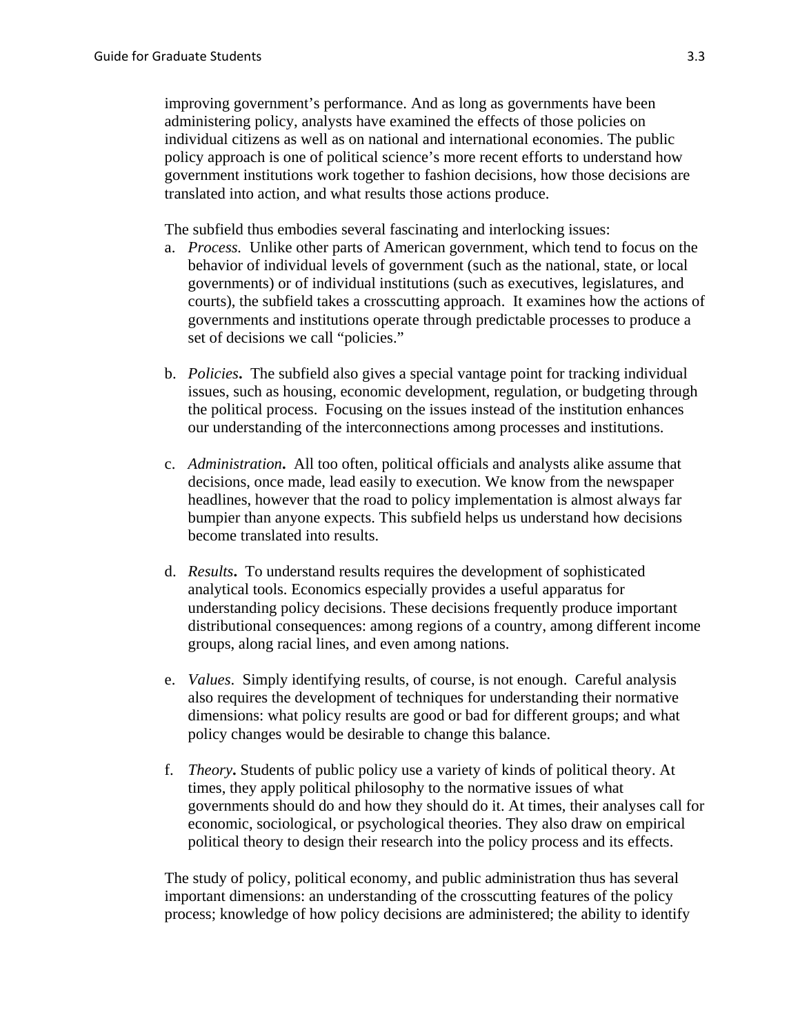improving government's performance. And as long as governments have been administering policy, analysts have examined the effects of those policies on individual citizens as well as on national and international economies. The public policy approach is one of political science's more recent efforts to understand how government institutions work together to fashion decisions, how those decisions are translated into action, and what results those actions produce.

The subfield thus embodies several fascinating and interlocking issues:

a. *Process.* Unlike other parts of American government, which tend to focus on the behavior of individual levels of government (such as the national, state, or local governments) or of individual institutions (such as executives, legislatures, and courts), the subfield takes a crosscutting approach. It examines how the actions of governments and institutions operate through predictable processes to produce a set of decisions we call "policies."

b. *Policies***.** The subfield also gives a special vantage point for tracking individual issues, such as housing, economic development, regulation, or budgeting through the political process. Focusing on the issues instead of the institution enhances our understanding of the interconnections among processes and institutions.

c. *Administration***.** All too often, political officials and analysts alike assume that decisions, once made, lead easily to execution. We know from the newspaper headlines, however that the road to policy implementation is almost always far bumpier than anyone expects. This subfield helps us understand how decisions become translated into results.

d. *Results***.** To understand results requires the development of sophisticated analytical tools. Economics especially provides a useful apparatus for understanding policy decisions. These decisions frequently produce important distributional consequences: among regions of a country, among different income groups, along racial lines, and even among nations.

e. *Values*. Simply identifying results, of course, is not enough. Careful analysis also requires the development of techniques for understanding their normative dimensions: what policy results are good or bad for different groups; and what policy changes would be desirable to change this balance.

f. *Theory***.** Students of public policy use a variety of kinds of political theory. At times, they apply political philosophy to the normative issues of what governments should do and how they should do it. At times, their analyses call for economic, sociological, or psychological theories. They also draw on empirical political theory to design their research into the policy process and its effects.

The study of policy, political economy, and public administration thus has several important dimensions: an understanding of the crosscutting features of the policy process; knowledge of how policy decisions are administered; the ability to identify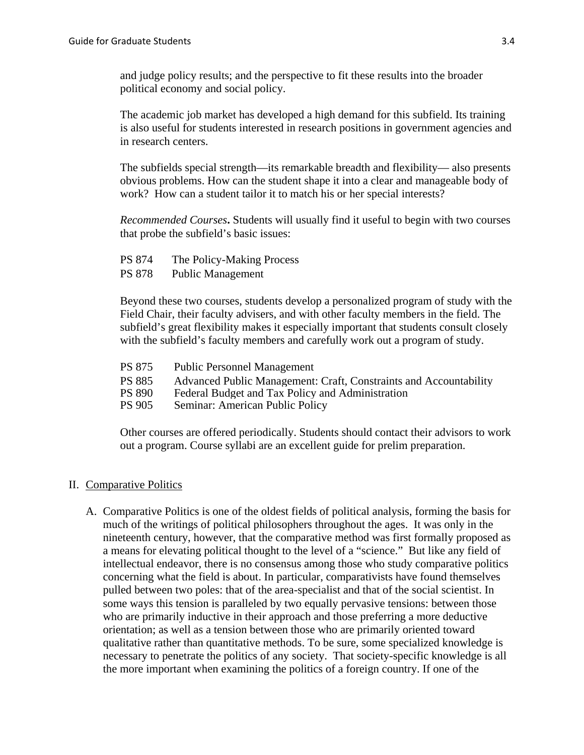and judge policy results; and the perspective to fit these results into the broader political economy and social policy.

The academic job market has developed a high demand for this subfield. Its training is also useful for students interested in research positions in government agencies and in research centers.

The subfields special strength—its remarkable breadth and flexibility— also presents obvious problems. How can the student shape it into a clear and manageable body of work? How can a student tailor it to match his or her special interests?

*Recommended Courses***.** Students will usually find it useful to begin with two courses that probe the subfield's basic issues:

PS 874 The Policy-Making Process
PS 878 Public Management

Beyond these two courses, students develop a personalized program of study with the Field Chair, their faculty advisers, and with other faculty members in the field. The subfield's great flexibility makes it especially important that students consult closely with the subfield's faculty members and carefully work out a program of study.

PS 875 Public Personnel Management
PS 885 Advanced Public Management: Craft, Constraints and Accountability
PS 890 Federal Budget and Tax Policy and Administration
PS 905 Seminar: American Public Policy

Other courses are offered periodically. Students should contact their advisors to work out a program. Course syllabi are an excellent guide for prelim preparation.

## II. Comparative Politics

A. Comparative Politics is one of the oldest fields of political analysis, forming the basis for much of the writings of political philosophers throughout the ages. It was only in the nineteenth century, however, that the comparative method was first formally proposed as a means for elevating political thought to the level of a "science." But like any field of intellectual endeavor, there is no consensus among those who study comparative politics concerning what the field is about. In particular, comparativists have found themselves pulled between two poles: that of the area-specialist and that of the social scientist. In some ways this tension is paralleled by two equally pervasive tensions: between those who are primarily inductive in their approach and those preferring a more deductive orientation; as well as a tension between those who are primarily oriented toward qualitative rather than quantitative methods. To be sure, some specialized knowledge is necessary to penetrate the politics of any society. That society-specific knowledge is all the more important when examining the politics of a foreign country. If one of the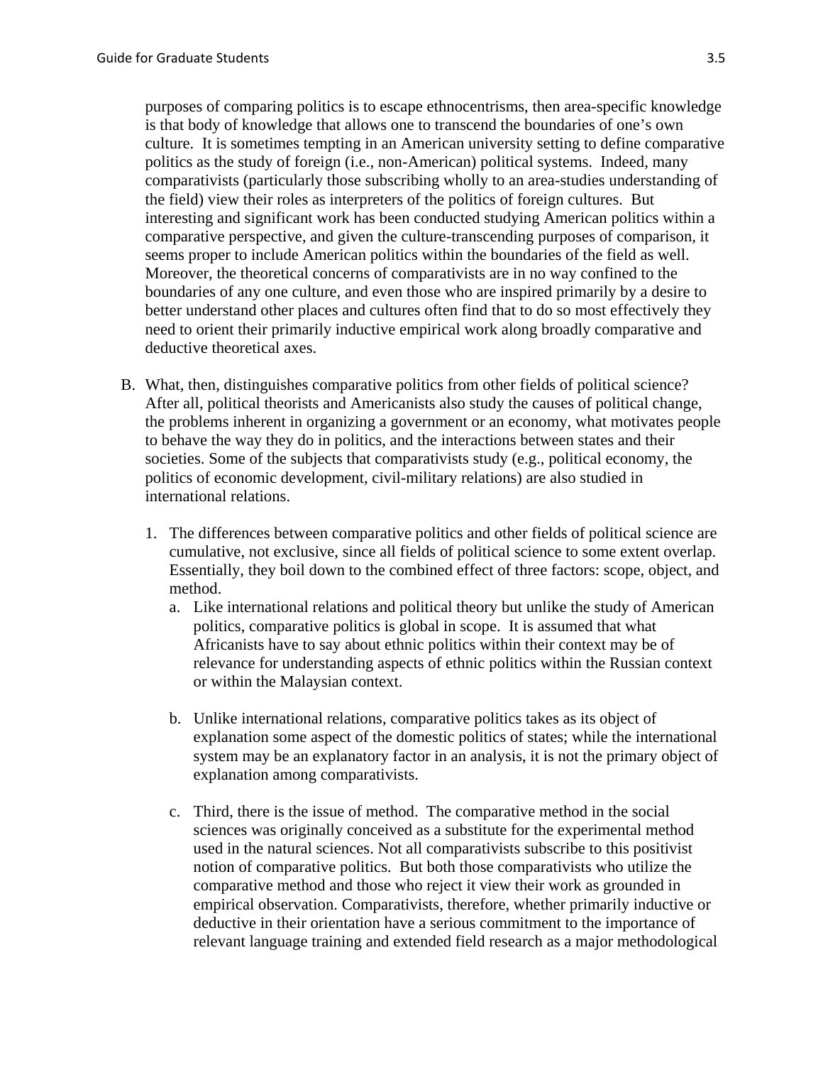purposes of comparing politics is to escape ethnocentrisms, then area-specific knowledge is that body of knowledge that allows one to transcend the boundaries of one's own culture. It is sometimes tempting in an American university setting to define comparative politics as the study of foreign (i.e., non-American) political systems. Indeed, many comparativists (particularly those subscribing wholly to an area-studies understanding of the field) view their roles as interpreters of the politics of foreign cultures. But interesting and significant work has been conducted studying American politics within a comparative perspective, and given the culture-transcending purposes of comparison, it seems proper to include American politics within the boundaries of the field as well. Moreover, the theoretical concerns of comparativists are in no way confined to the boundaries of any one culture, and even those who are inspired primarily by a desire to better understand other places and cultures often find that to do so most effectively they need to orient their primarily inductive empirical work along broadly comparative and deductive theoretical axes.

B. What, then, distinguishes comparative politics from other fields of political science? After all, political theorists and Americanists also study the causes of political change, the problems inherent in organizing a government or an economy, what motivates people to behave the way they do in politics, and the interactions between states and their societies. Some of the subjects that comparativists study (e.g., political economy, the politics of economic development, civil-military relations) are also studied in international relations.

   1. The differences between comparative politics and other fields of political science are cumulative, not exclusive, since all fields of political science to some extent overlap. Essentially, they boil down to the combined effect of three factors: scope, object, and method.
      a. Like international relations and political theory but unlike the study of American politics, comparative politics is global in scope. It is assumed that what Africanists have to say about ethnic politics within their context may be of relevance for understanding aspects of ethnic politics within the Russian context or within the Malaysian context.

      b. Unlike international relations, comparative politics takes as its object of explanation some aspect of the domestic politics of states; while the international system may be an explanatory factor in an analysis, it is not the primary object of explanation among comparativists.

      c. Third, there is the issue of method. The comparative method in the social sciences was originally conceived as a substitute for the experimental method used in the natural sciences. Not all comparativists subscribe to this positivist notion of comparative politics. But both those comparativists who utilize the comparative method and those who reject it view their work as grounded in empirical observation. Comparativists, therefore, whether primarily inductive or deductive in their orientation have a serious commitment to the importance of relevant language training and extended field research as a major methodological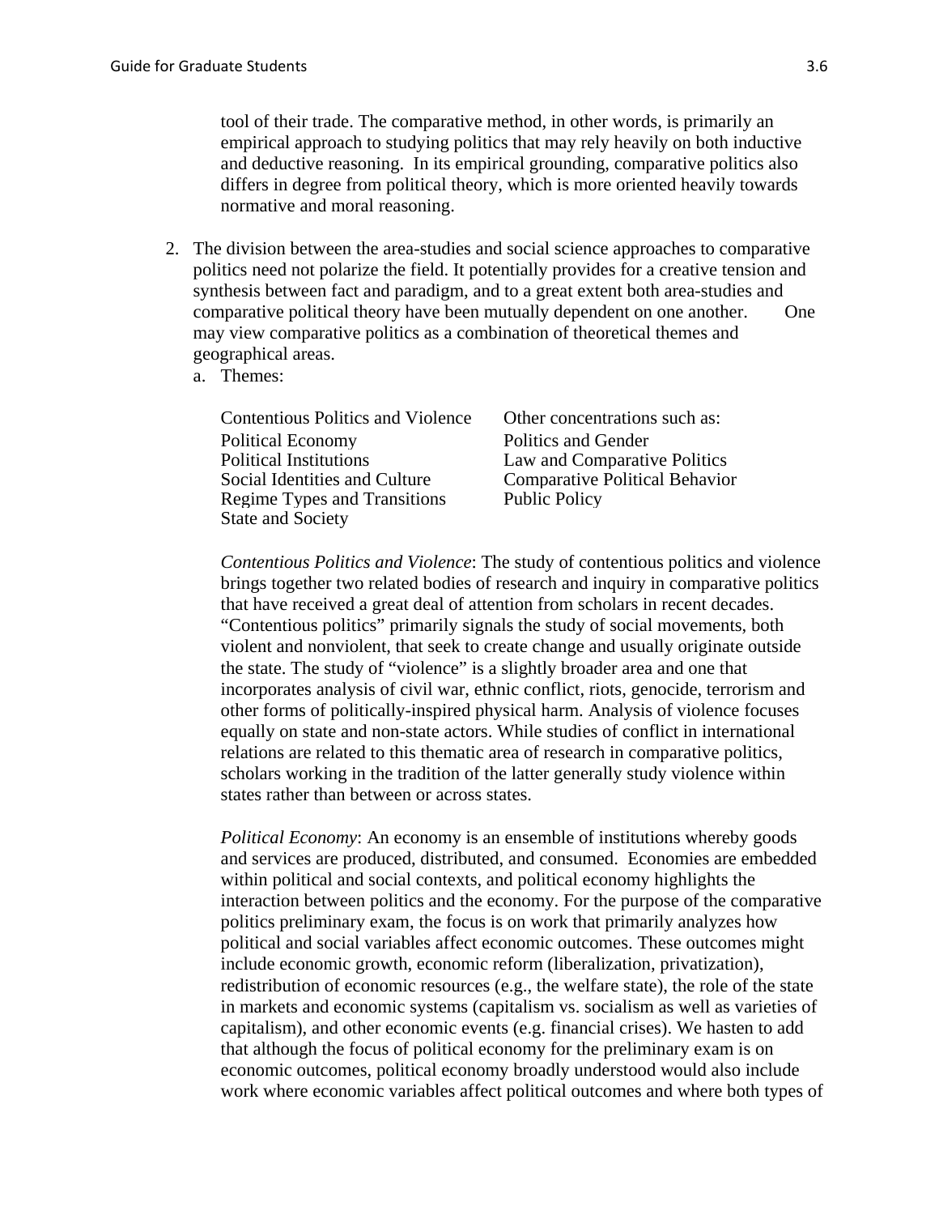tool of their trade. The comparative method, in other words, is primarily an empirical approach to studying politics that may rely heavily on both inductive and deductive reasoning. In its empirical grounding, comparative politics also differs in degree from political theory, which is more oriented heavily towards normative and moral reasoning.

2. The division between the area-studies and social science approaches to comparative politics need not polarize the field. It potentially provides for a creative tension and synthesis between fact and paradigm, and to a great extent both area-studies and comparative political theory have been mutually dependent on one another. One may view comparative politics as a combination of theoretical themes and geographical areas.

   a. Themes:

   | | |
   |---|---|
   | Contentious Politics and Violence | Other concentrations such as: |
   | Political Economy | Politics and Gender |
   | Political Institutions | Law and Comparative Politics |
   | Social Identities and Culture | Comparative Political Behavior |
   | Regime Types and Transitions | Public Policy |
   | State and Society | |

   *Contentious Politics and Violence*: The study of contentious politics and violence brings together two related bodies of research and inquiry in comparative politics that have received a great deal of attention from scholars in recent decades. "Contentious politics" primarily signals the study of social movements, both violent and nonviolent, that seek to create change and usually originate outside the state. The study of "violence" is a slightly broader area and one that incorporates analysis of civil war, ethnic conflict, riots, genocide, terrorism and other forms of politically-inspired physical harm. Analysis of violence focuses equally on state and non-state actors. While studies of conflict in international relations are related to this thematic area of research in comparative politics, scholars working in the tradition of the latter generally study violence within states rather than between or across states.

   *Political Economy*: An economy is an ensemble of institutions whereby goods and services are produced, distributed, and consumed. Economies are embedded within political and social contexts, and political economy highlights the interaction between politics and the economy. For the purpose of the comparative politics preliminary exam, the focus is on work that primarily analyzes how political and social variables affect economic outcomes. These outcomes might include economic growth, economic reform (liberalization, privatization), redistribution of economic resources (e.g., the welfare state), the role of the state in markets and economic systems (capitalism vs. socialism as well as varieties of capitalism), and other economic events (e.g. financial crises). We hasten to add that although the focus of political economy for the preliminary exam is on economic outcomes, political economy broadly understood would also include work where economic variables affect political outcomes and where both types of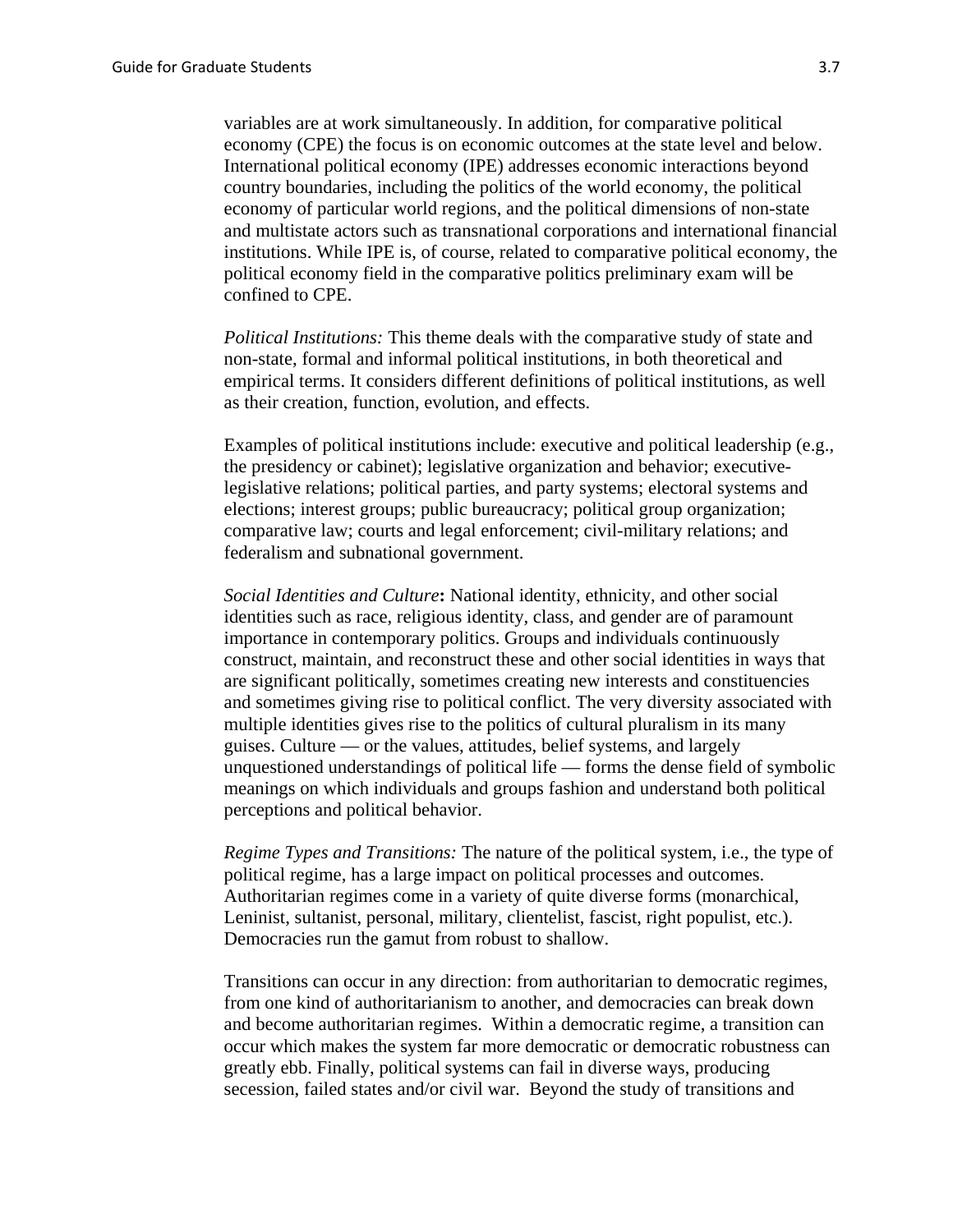variables are at work simultaneously. In addition, for comparative political economy (CPE) the focus is on economic outcomes at the state level and below. International political economy (IPE) addresses economic interactions beyond country boundaries, including the politics of the world economy, the political economy of particular world regions, and the political dimensions of non-state and multistate actors such as transnational corporations and international financial institutions. While IPE is, of course, related to comparative political economy, the political economy field in the comparative politics preliminary exam will be confined to CPE.

*Political Institutions:* This theme deals with the comparative study of state and non-state, formal and informal political institutions, in both theoretical and empirical terms. It considers different definitions of political institutions, as well as their creation, function, evolution, and effects.

Examples of political institutions include: executive and political leadership (e.g., the presidency or cabinet); legislative organization and behavior; executive-legislative relations; political parties, and party systems; electoral systems and elections; interest groups; public bureaucracy; political group organization; comparative law; courts and legal enforcement; civil-military relations; and federalism and subnational government.

*Social Identities and Culture***:** National identity, ethnicity, and other social identities such as race, religious identity, class, and gender are of paramount importance in contemporary politics. Groups and individuals continuously construct, maintain, and reconstruct these and other social identities in ways that are significant politically, sometimes creating new interests and constituencies and sometimes giving rise to political conflict. The very diversity associated with multiple identities gives rise to the politics of cultural pluralism in its many guises. Culture — or the values, attitudes, belief systems, and largely unquestioned understandings of political life — forms the dense field of symbolic meanings on which individuals and groups fashion and understand both political perceptions and political behavior.

*Regime Types and Transitions:* The nature of the political system, i.e., the type of political regime, has a large impact on political processes and outcomes. Authoritarian regimes come in a variety of quite diverse forms (monarchical, Leninist, sultanist, personal, military, clientelist, fascist, right populist, etc.). Democracies run the gamut from robust to shallow.

Transitions can occur in any direction: from authoritarian to democratic regimes, from one kind of authoritarianism to another, and democracies can break down and become authoritarian regimes. Within a democratic regime, a transition can occur which makes the system far more democratic or democratic robustness can greatly ebb. Finally, political systems can fail in diverse ways, producing secession, failed states and/or civil war. Beyond the study of transitions and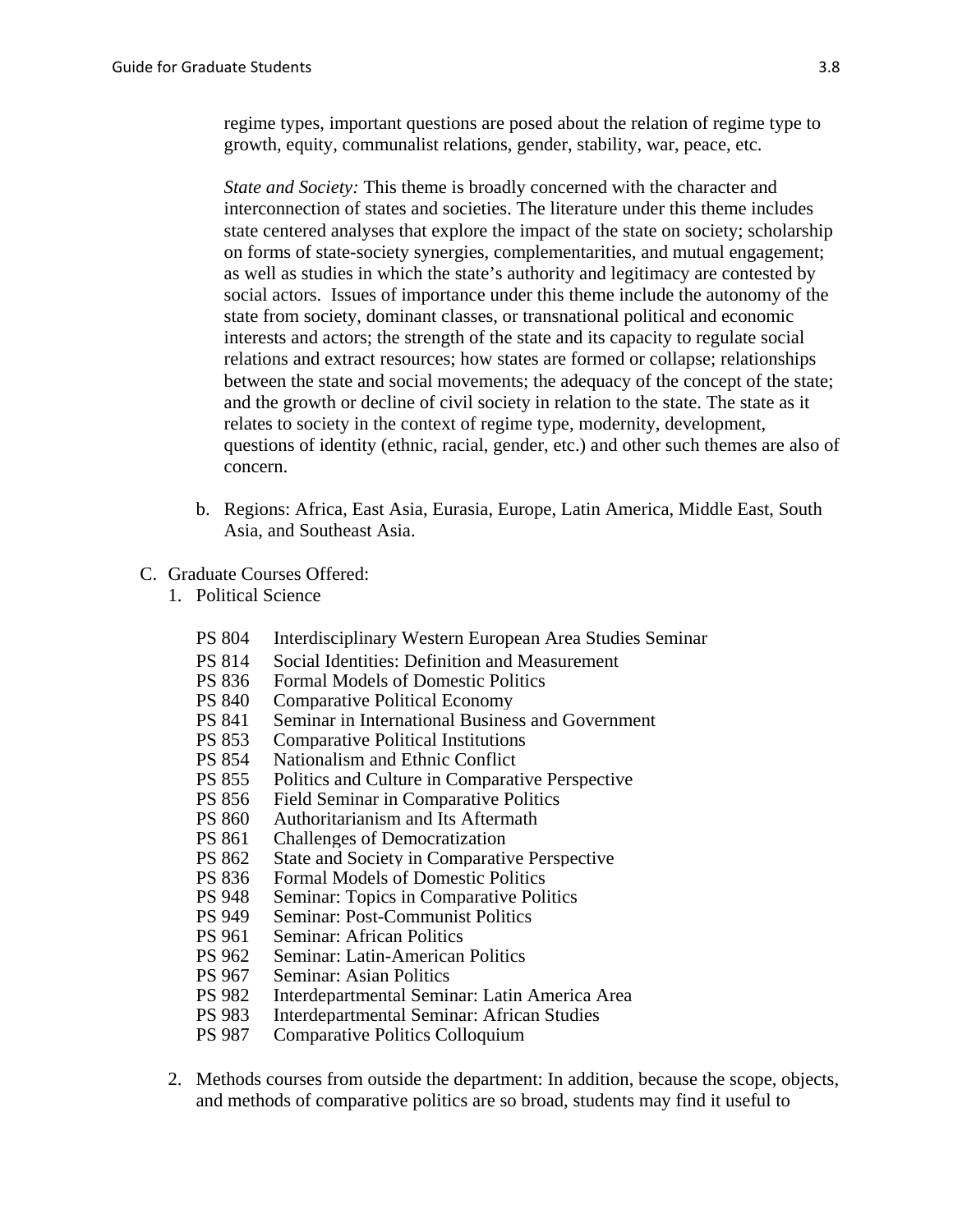regime types, important questions are posed about the relation of regime type to growth, equity, communalist relations, gender, stability, war, peace, etc.

*State and Society:* This theme is broadly concerned with the character and interconnection of states and societies. The literature under this theme includes state centered analyses that explore the impact of the state on society; scholarship on forms of state-society synergies, complementarities, and mutual engagement; as well as studies in which the state's authority and legitimacy are contested by social actors. Issues of importance under this theme include the autonomy of the state from society, dominant classes, or transnational political and economic interests and actors; the strength of the state and its capacity to regulate social relations and extract resources; how states are formed or collapse; relationships between the state and social movements; the adequacy of the concept of the state; and the growth or decline of civil society in relation to the state. The state as it relates to society in the context of regime type, modernity, development, questions of identity (ethnic, racial, gender, etc.) and other such themes are also of concern.

b. Regions: Africa, East Asia, Eurasia, Europe, Latin America, Middle East, South Asia, and Southeast Asia.

C. Graduate Courses Offered:

1. Political Science

PS 804 Interdisciplinary Western European Area Studies Seminar
PS 814 Social Identities: Definition and Measurement
PS 836 Formal Models of Domestic Politics
PS 840 Comparative Political Economy
PS 841 Seminar in International Business and Government
PS 853 Comparative Political Institutions
PS 854 Nationalism and Ethnic Conflict
PS 855 Politics and Culture in Comparative Perspective
PS 856 Field Seminar in Comparative Politics
PS 860 Authoritarianism and Its Aftermath
PS 861 Challenges of Democratization
PS 862 State and Society in Comparative Perspective
PS 836 Formal Models of Domestic Politics
PS 948 Seminar: Topics in Comparative Politics
PS 949 Seminar: Post-Communist Politics
PS 961 Seminar: African Politics
PS 962 Seminar: Latin-American Politics
PS 967 Seminar: Asian Politics
PS 982 Interdepartmental Seminar: Latin America Area
PS 983 Interdepartmental Seminar: African Studies
PS 987 Comparative Politics Colloquium

2. Methods courses from outside the department: In addition, because the scope, objects, and methods of comparative politics are so broad, students may find it useful to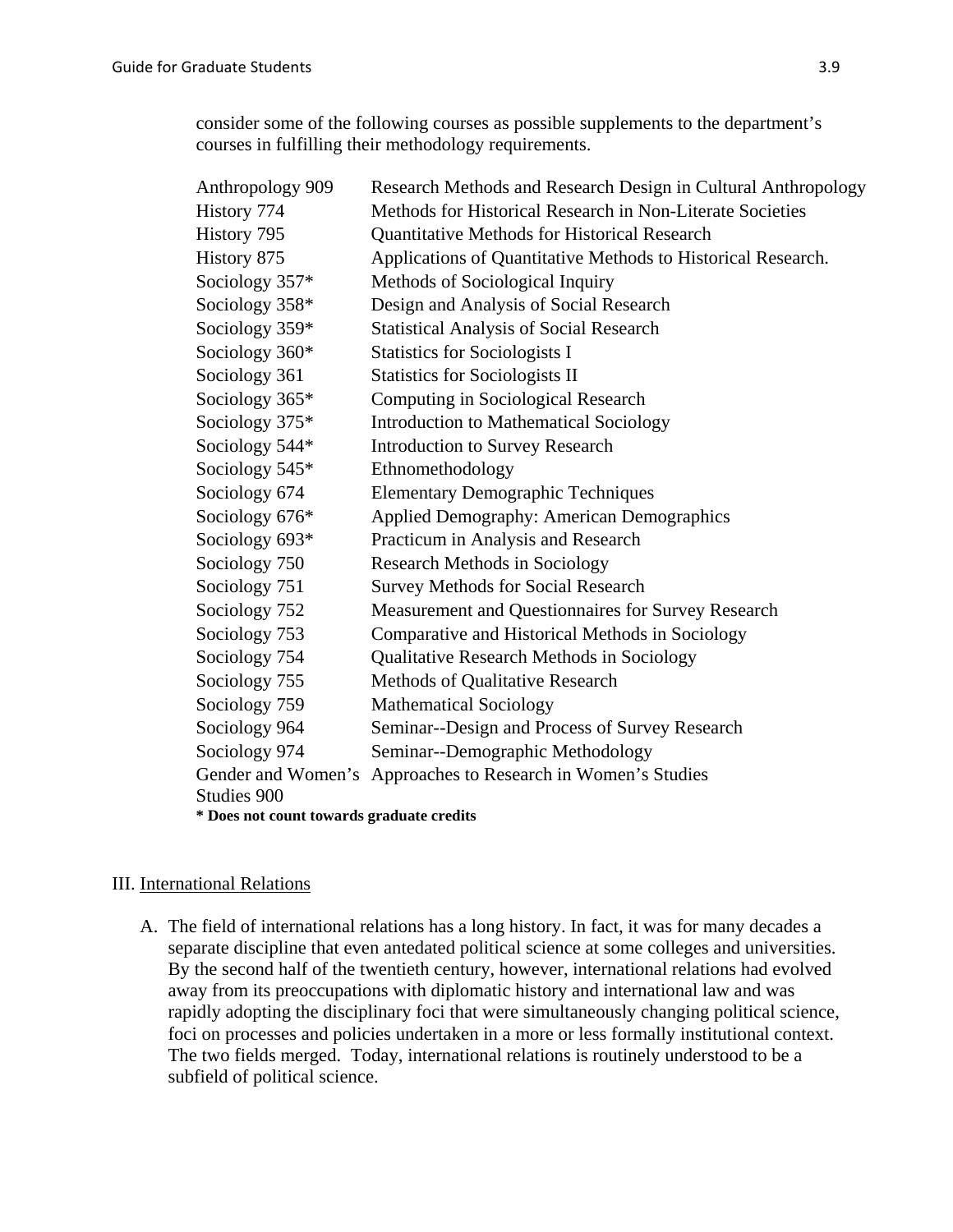consider some of the following courses as possible supplements to the department's courses in fulfilling their methodology requirements.

| Course | Title |
| --- | --- |
| Anthropology 909 | Research Methods and Research Design in Cultural Anthropology |
| History 774 | Methods for Historical Research in Non-Literate Societies |
| History 795 | Quantitative Methods for Historical Research |
| History 875 | Applications of Quantitative Methods to Historical Research. |
| Sociology 357* | Methods of Sociological Inquiry |
| Sociology 358* | Design and Analysis of Social Research |
| Sociology 359* | Statistical Analysis of Social Research |
| Sociology 360* | Statistics for Sociologists I |
| Sociology 361 | Statistics for Sociologists II |
| Sociology 365* | Computing in Sociological Research |
| Sociology 375* | Introduction to Mathematical Sociology |
| Sociology 544* | Introduction to Survey Research |
| Sociology 545* | Ethnomethodology |
| Sociology 674 | Elementary Demographic Techniques |
| Sociology 676* | Applied Demography: American Demographics |
| Sociology 693* | Practicum in Analysis and Research |
| Sociology 750 | Research Methods in Sociology |
| Sociology 751 | Survey Methods for Social Research |
| Sociology 752 | Measurement and Questionnaires for Survey Research |
| Sociology 753 | Comparative and Historical Methods in Sociology |
| Sociology 754 | Qualitative Research Methods in Sociology |
| Sociology 755 | Methods of Qualitative Research |
| Sociology 759 | Mathematical Sociology |
| Sociology 964 | Seminar--Design and Process of Survey Research |
| Sociology 974 | Seminar--Demographic Methodology |
| Gender and Women's Studies 900 | Approaches to Research in Women's Studies |

**\* Does not count towards graduate credits**

## III. International Relations

A. The field of international relations has a long history. In fact, it was for many decades a separate discipline that even antedated political science at some colleges and universities. By the second half of the twentieth century, however, international relations had evolved away from its preoccupations with diplomatic history and international law and was rapidly adopting the disciplinary foci that were simultaneously changing political science, foci on processes and policies undertaken in a more or less formally institutional context. The two fields merged. Today, international relations is routinely understood to be a subfield of political science.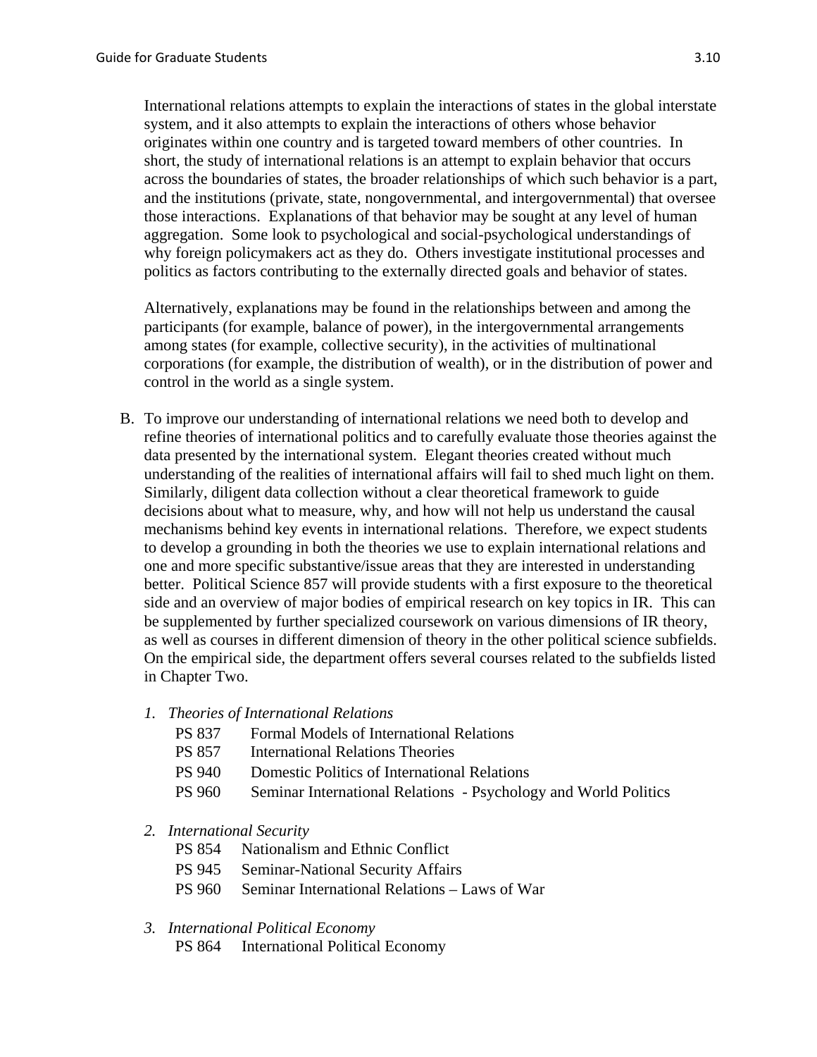International relations attempts to explain the interactions of states in the global interstate system, and it also attempts to explain the interactions of others whose behavior originates within one country and is targeted toward members of other countries. In short, the study of international relations is an attempt to explain behavior that occurs across the boundaries of states, the broader relationships of which such behavior is a part, and the institutions (private, state, nongovernmental, and intergovernmental) that oversee those interactions. Explanations of that behavior may be sought at any level of human aggregation. Some look to psychological and social-psychological understandings of why foreign policymakers act as they do. Others investigate institutional processes and politics as factors contributing to the externally directed goals and behavior of states.

Alternatively, explanations may be found in the relationships between and among the participants (for example, balance of power), in the intergovernmental arrangements among states (for example, collective security), in the activities of multinational corporations (for example, the distribution of wealth), or in the distribution of power and control in the world as a single system.

B. To improve our understanding of international relations we need both to develop and refine theories of international politics and to carefully evaluate those theories against the data presented by the international system. Elegant theories created without much understanding of the realities of international affairs will fail to shed much light on them. Similarly, diligent data collection without a clear theoretical framework to guide decisions about what to measure, why, and how will not help us understand the causal mechanisms behind key events in international relations. Therefore, we expect students to develop a grounding in both the theories we use to explain international relations and one and more specific substantive/issue areas that they are interested in understanding better. Political Science 857 will provide students with a first exposure to the theoretical side and an overview of major bodies of empirical research on key topics in IR. This can be supplemented by further specialized coursework on various dimensions of IR theory, as well as courses in different dimension of theory in the other political science subfields. On the empirical side, the department offers several courses related to the subfields listed in Chapter Two.

1. *Theories of International Relations*
   - PS 837 Formal Models of International Relations
   - PS 857 International Relations Theories
   - PS 940 Domestic Politics of International Relations
   - PS 960 Seminar International Relations - Psychology and World Politics

2. *International Security*
   - PS 854 Nationalism and Ethnic Conflict
   - PS 945 Seminar-National Security Affairs
   - PS 960 Seminar International Relations – Laws of War

3. *International Political Economy*
   - PS 864 International Political Economy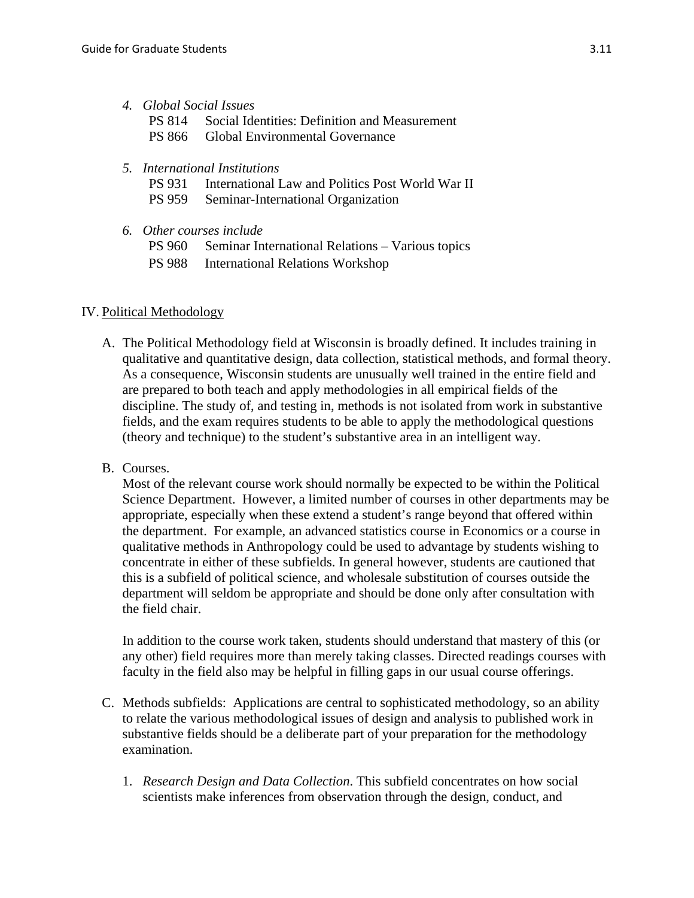4. *Global Social Issues*
   - PS 814 Social Identities: Definition and Measurement
   - PS 866 Global Environmental Governance

5. *International Institutions*
   - PS 931 International Law and Politics Post World War II
   - PS 959 Seminar-International Organization

6. *Other courses include*
   - PS 960 Seminar International Relations – Various topics
   - PS 988 International Relations Workshop

## IV. Political Methodology

A. The Political Methodology field at Wisconsin is broadly defined. It includes training in qualitative and quantitative design, data collection, statistical methods, and formal theory. As a consequence, Wisconsin students are unusually well trained in the entire field and are prepared to both teach and apply methodologies in all empirical fields of the discipline. The study of, and testing in, methods is not isolated from work in substantive fields, and the exam requires students to be able to apply the methodological questions (theory and technique) to the student's substantive area in an intelligent way.

B. Courses.
Most of the relevant course work should normally be expected to be within the Political Science Department. However, a limited number of courses in other departments may be appropriate, especially when these extend a student's range beyond that offered within the department. For example, an advanced statistics course in Economics or a course in qualitative methods in Anthropology could be used to advantage by students wishing to concentrate in either of these subfields. In general however, students are cautioned that this is a subfield of political science, and wholesale substitution of courses outside the department will seldom be appropriate and should be done only after consultation with the field chair.

In addition to the course work taken, students should understand that mastery of this (or any other) field requires more than merely taking classes. Directed readings courses with faculty in the field also may be helpful in filling gaps in our usual course offerings.

C. Methods subfields: Applications are central to sophisticated methodology, so an ability to relate the various methodological issues of design and analysis to published work in substantive fields should be a deliberate part of your preparation for the methodology examination.

1. *Research Design and Data Collection*. This subfield concentrates on how social scientists make inferences from observation through the design, conduct, and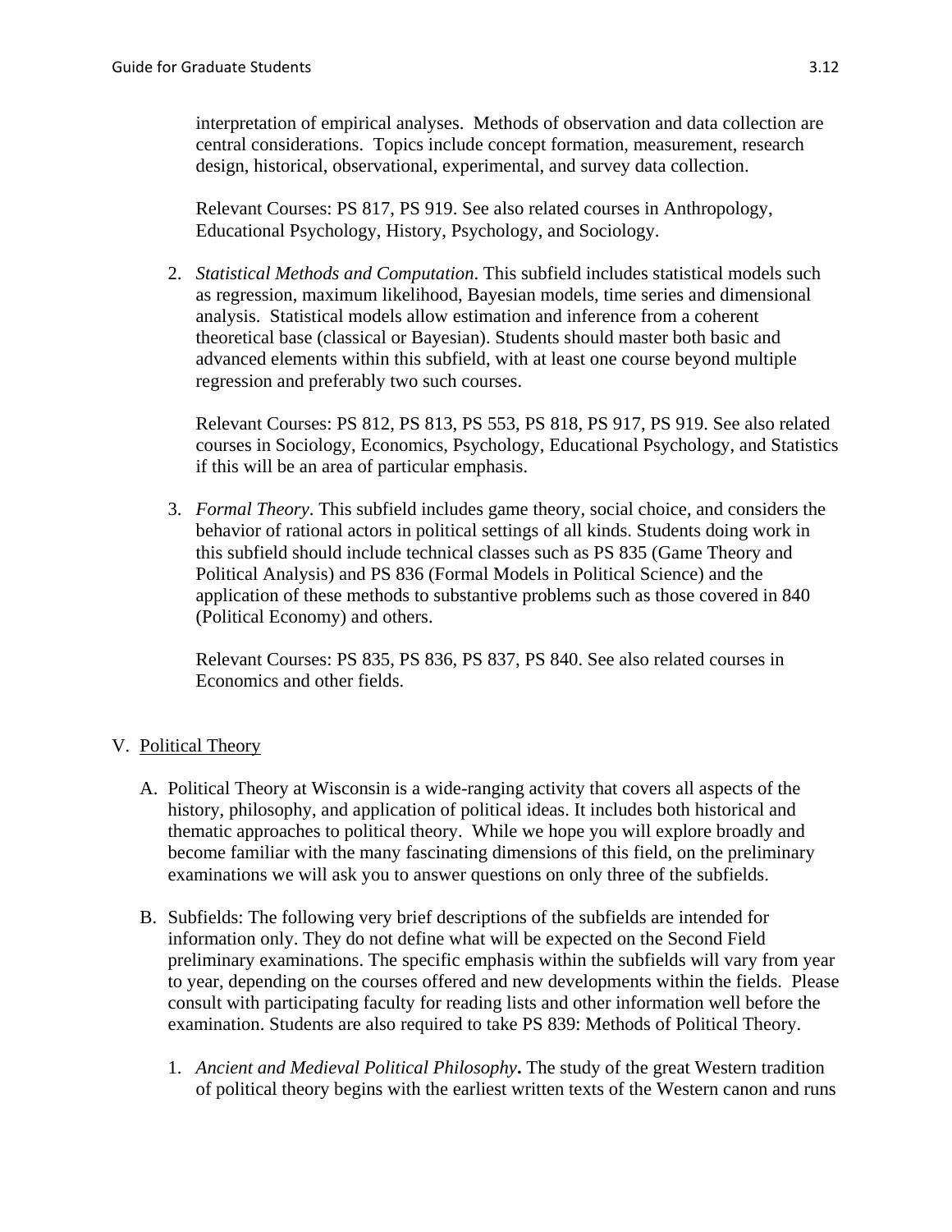interpretation of empirical analyses. Methods of observation and data collection are central considerations. Topics include concept formation, measurement, research design, historical, observational, experimental, and survey data collection.

Relevant Courses: PS 817, PS 919. See also related courses in Anthropology, Educational Psychology, History, Psychology, and Sociology.

2. *Statistical Methods and Computation*. This subfield includes statistical models such as regression, maximum likelihood, Bayesian models, time series and dimensional analysis. Statistical models allow estimation and inference from a coherent theoretical base (classical or Bayesian). Students should master both basic and advanced elements within this subfield, with at least one course beyond multiple regression and preferably two such courses.

   Relevant Courses: PS 812, PS 813, PS 553, PS 818, PS 917, PS 919. See also related courses in Sociology, Economics, Psychology, Educational Psychology, and Statistics if this will be an area of particular emphasis.

3. *Formal Theory*. This subfield includes game theory, social choice, and considers the behavior of rational actors in political settings of all kinds. Students doing work in this subfield should include technical classes such as PS 835 (Game Theory and Political Analysis) and PS 836 (Formal Models in Political Science) and the application of these methods to substantive problems such as those covered in 840 (Political Economy) and others.

   Relevant Courses: PS 835, PS 836, PS 837, PS 840. See also related courses in Economics and other fields.

## V. Political Theory

A. Political Theory at Wisconsin is a wide-ranging activity that covers all aspects of the history, philosophy, and application of political ideas. It includes both historical and thematic approaches to political theory. While we hope you will explore broadly and become familiar with the many fascinating dimensions of this field, on the preliminary examinations we will ask you to answer questions on only three of the subfields.

B. Subfields: The following very brief descriptions of the subfields are intended for information only. They do not define what will be expected on the Second Field preliminary examinations. The specific emphasis within the subfields will vary from year to year, depending on the courses offered and new developments within the fields. Please consult with participating faculty for reading lists and other information well before the examination. Students are also required to take PS 839: Methods of Political Theory.

   1. *Ancient and Medieval Political Philosophy***.** The study of the great Western tradition of political theory begins with the earliest written texts of the Western canon and runs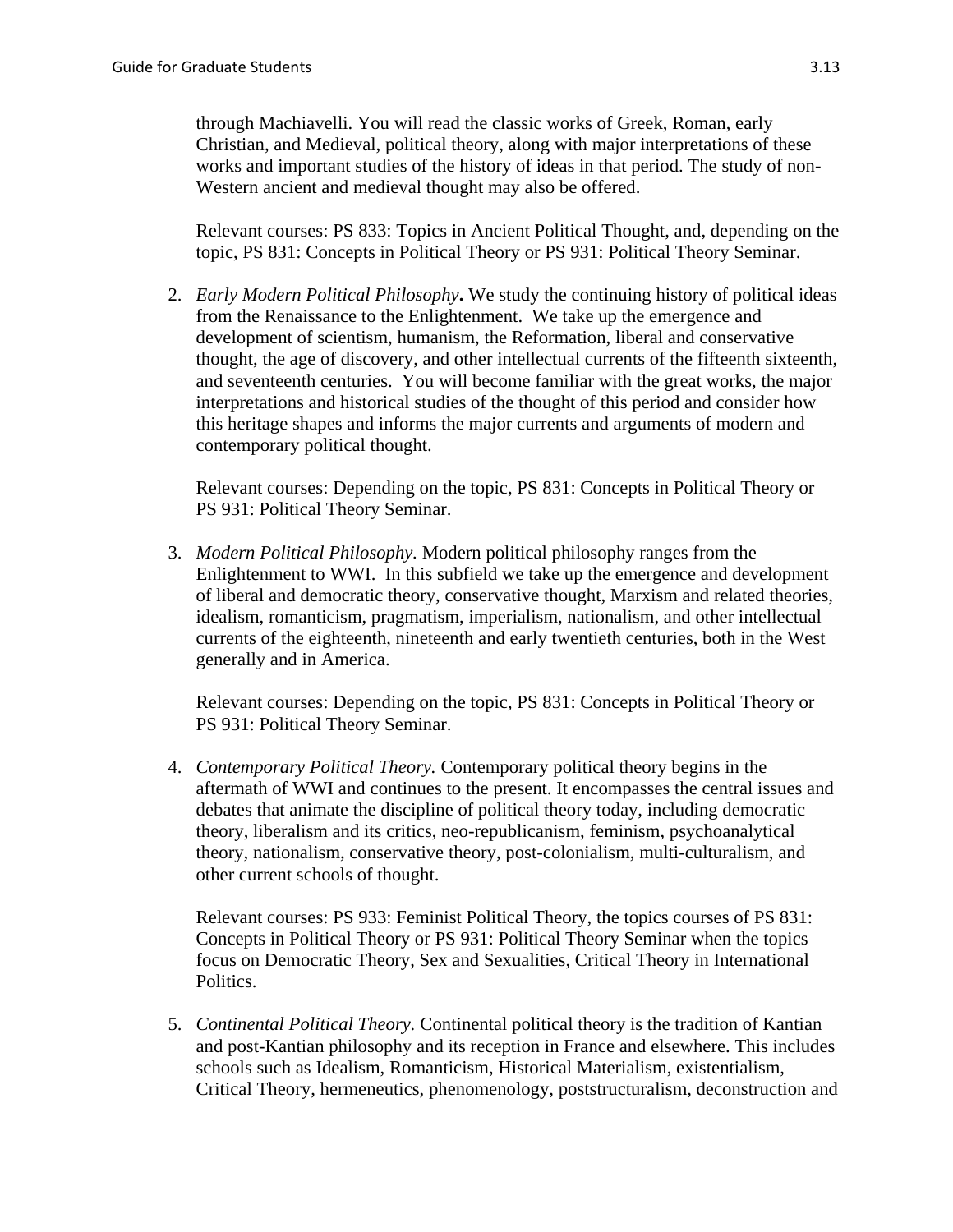through Machiavelli. You will read the classic works of Greek, Roman, early Christian, and Medieval, political theory, along with major interpretations of these works and important studies of the history of ideas in that period. The study of non-Western ancient and medieval thought may also be offered.

Relevant courses: PS 833: Topics in Ancient Political Thought, and, depending on the topic, PS 831: Concepts in Political Theory or PS 931: Political Theory Seminar.

2. *Early Modern Political Philosophy***.** We study the continuing history of political ideas from the Renaissance to the Enlightenment. We take up the emergence and development of scientism, humanism, the Reformation, liberal and conservative thought, the age of discovery, and other intellectual currents of the fifteenth sixteenth, and seventeenth centuries. You will become familiar with the great works, the major interpretations and historical studies of the thought of this period and consider how this heritage shapes and informs the major currents and arguments of modern and contemporary political thought.

   Relevant courses: Depending on the topic, PS 831: Concepts in Political Theory or PS 931: Political Theory Seminar.

3. *Modern Political Philosophy.* Modern political philosophy ranges from the Enlightenment to WWI. In this subfield we take up the emergence and development of liberal and democratic theory, conservative thought, Marxism and related theories, idealism, romanticism, pragmatism, imperialism, nationalism, and other intellectual currents of the eighteenth, nineteenth and early twentieth centuries, both in the West generally and in America.

   Relevant courses: Depending on the topic, PS 831: Concepts in Political Theory or PS 931: Political Theory Seminar.

4. *Contemporary Political Theory.* Contemporary political theory begins in the aftermath of WWI and continues to the present. It encompasses the central issues and debates that animate the discipline of political theory today, including democratic theory, liberalism and its critics, neo-republicanism, feminism, psychoanalytical theory, nationalism, conservative theory, post-colonialism, multi-culturalism, and other current schools of thought.

   Relevant courses: PS 933: Feminist Political Theory, the topics courses of PS 831: Concepts in Political Theory or PS 931: Political Theory Seminar when the topics focus on Democratic Theory, Sex and Sexualities, Critical Theory in International Politics.

5. *Continental Political Theory.* Continental political theory is the tradition of Kantian and post-Kantian philosophy and its reception in France and elsewhere. This includes schools such as Idealism, Romanticism, Historical Materialism, existentialism, Critical Theory, hermeneutics, phenomenology, poststructuralism, deconstruction and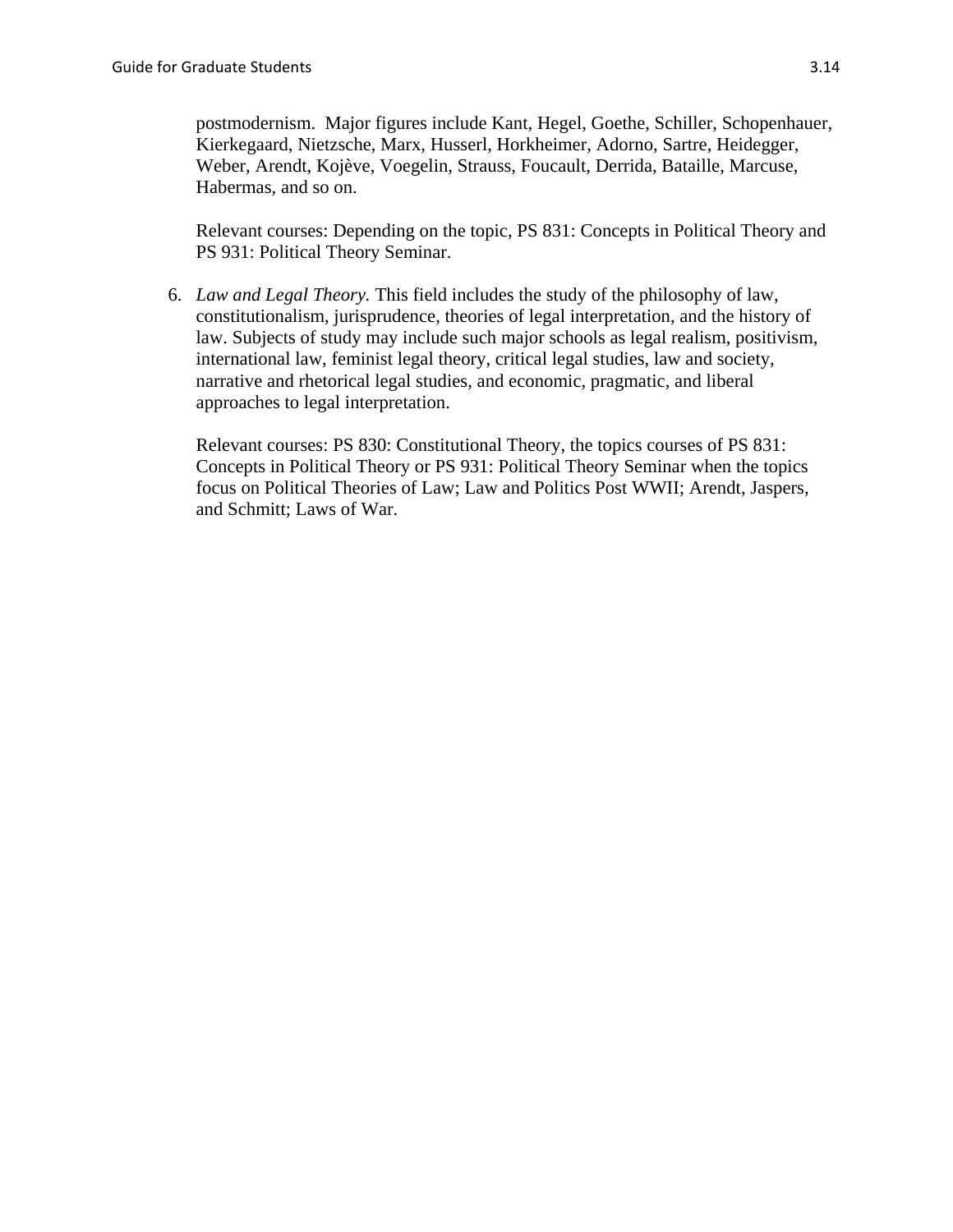postmodernism. Major figures include Kant, Hegel, Goethe, Schiller, Schopenhauer, Kierkegaard, Nietzsche, Marx, Husserl, Horkheimer, Adorno, Sartre, Heidegger, Weber, Arendt, Kojève, Voegelin, Strauss, Foucault, Derrida, Bataille, Marcuse, Habermas, and so on.

Relevant courses: Depending on the topic, PS 831: Concepts in Political Theory and PS 931: Political Theory Seminar.

6. *Law and Legal Theory.* This field includes the study of the philosophy of law, constitutionalism, jurisprudence, theories of legal interpretation, and the history of law. Subjects of study may include such major schools as legal realism, positivism, international law, feminist legal theory, critical legal studies, law and society, narrative and rhetorical legal studies, and economic, pragmatic, and liberal approaches to legal interpretation.

   Relevant courses: PS 830: Constitutional Theory, the topics courses of PS 831: Concepts in Political Theory or PS 931: Political Theory Seminar when the topics focus on Political Theories of Law; Law and Politics Post WWII; Arendt, Jaspers, and Schmitt; Laws of War.